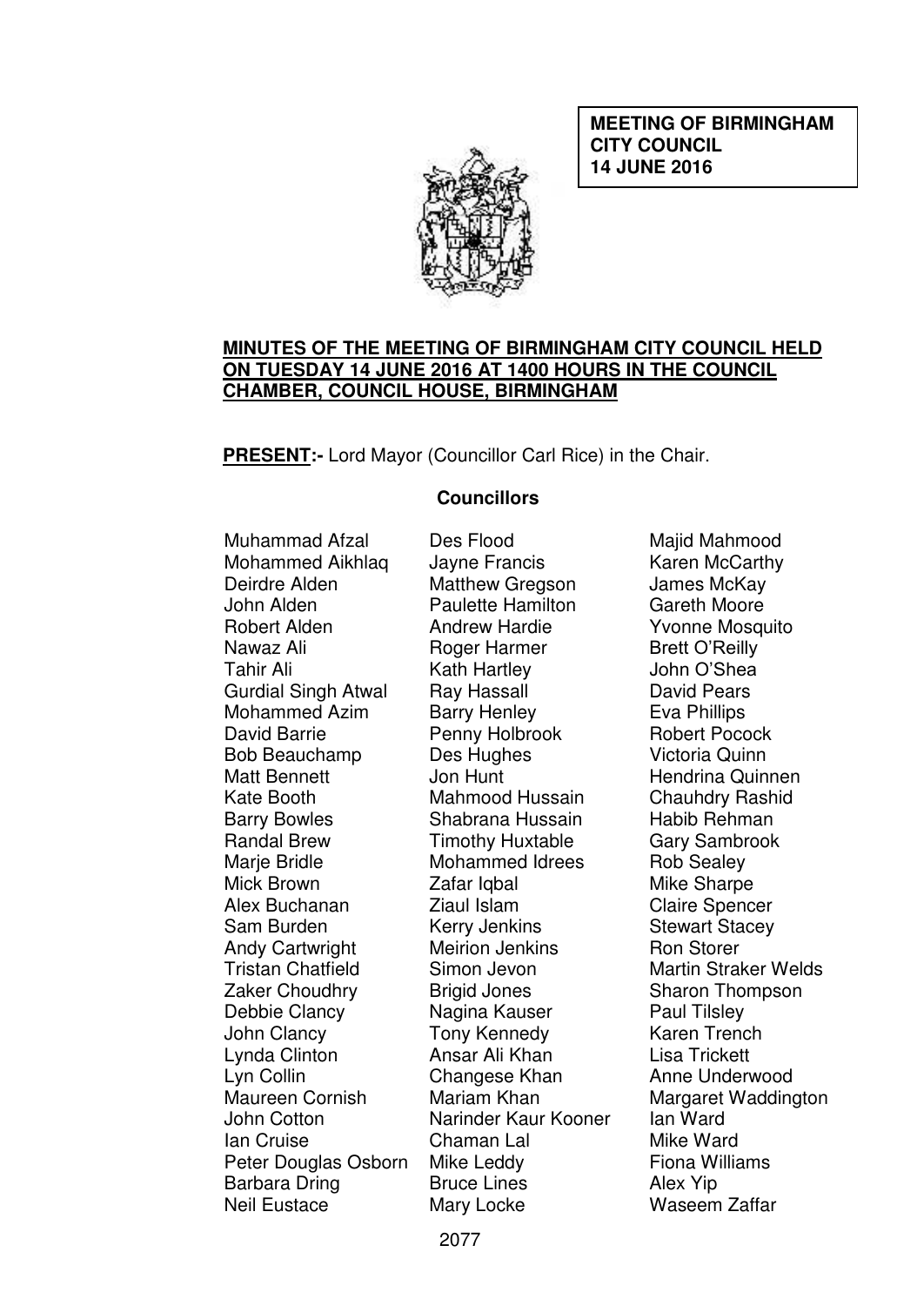**MEETING OF BIRMINGHAM CITY COUNCIL 14 JUNE 2016**

**MINUTES OF THE MEETING OF BIRMINGHAM CITY COUNCIL HELD ON TUESDAY 14 JUNE 2016 AT 1400 HOURS IN THE COUNCIL CHAMBER, COUNCIL HOUSE, BIRMINGHAM**

**PRESENT:-** Lord Mayor (Councillor Carl Rice) in the Chair.

**Councillors**

Muhammad Afzal
Mohammed Aikhlaq
Deirdre Alden
John Alden
Robert Alden
Nawaz Ali
Tahir Ali
Gurdial Singh Atwal
Mohammed Azim
David Barrie
Bob Beauchamp
Matt Bennett
Kate Booth
Barry Bowles
Randal Brew
Marje Bridle
Mick Brown
Alex Buchanan
Sam Burden
Andy Cartwright
Tristan Chatfield
Zaker Choudhry
Debbie Clancy
John Clancy
Lynda Clinton
Lyn Collin
Maureen Cornish
John Cotton
Ian Cruise
Peter Douglas Osborn
Barbara Dring
Neil Eustace
Des Flood
Jayne Francis
Matthew Gregson
Paulette Hamilton
Andrew Hardie
Roger Harmer
Kath Hartley
Ray Hassall
Barry Henley
Penny Holbrook
Des Hughes
Jon Hunt
Mahmood Hussain
Shabrana Hussain
Timothy Huxtable
Mohammed Idrees
Zafar Iqbal
Ziaul Islam
Kerry Jenkins
Meirion Jenkins
Simon Jevon
Brigid Jones
Nagina Kauser
Tony Kennedy
Ansar Ali Khan
Changese Khan
Mariam Khan
Narinder Kaur Kooner
Chaman Lal
Mike Leddy
Bruce Lines
Mary Locke
Majid Mahmood
Karen McCarthy
James McKay
Gareth Moore
Yvonne Mosquito
Brett O'Reilly
John O'Shea
David Pears
Eva Phillips
Robert Pocock
Victoria Quinn
Hendrina Quinnen
Chauhdry Rashid
Habib Rehman
Gary Sambrook
Rob Sealey
Mike Sharpe
Claire Spencer
Stewart Stacey
Ron Storer
Martin Straker Welds
Sharon Thompson
Paul Tilsley
Karen Trench
Lisa Trickett
Anne Underwood
Margaret Waddington
Ian Ward
Mike Ward
Fiona Williams
Alex Yip
Waseem Zaffar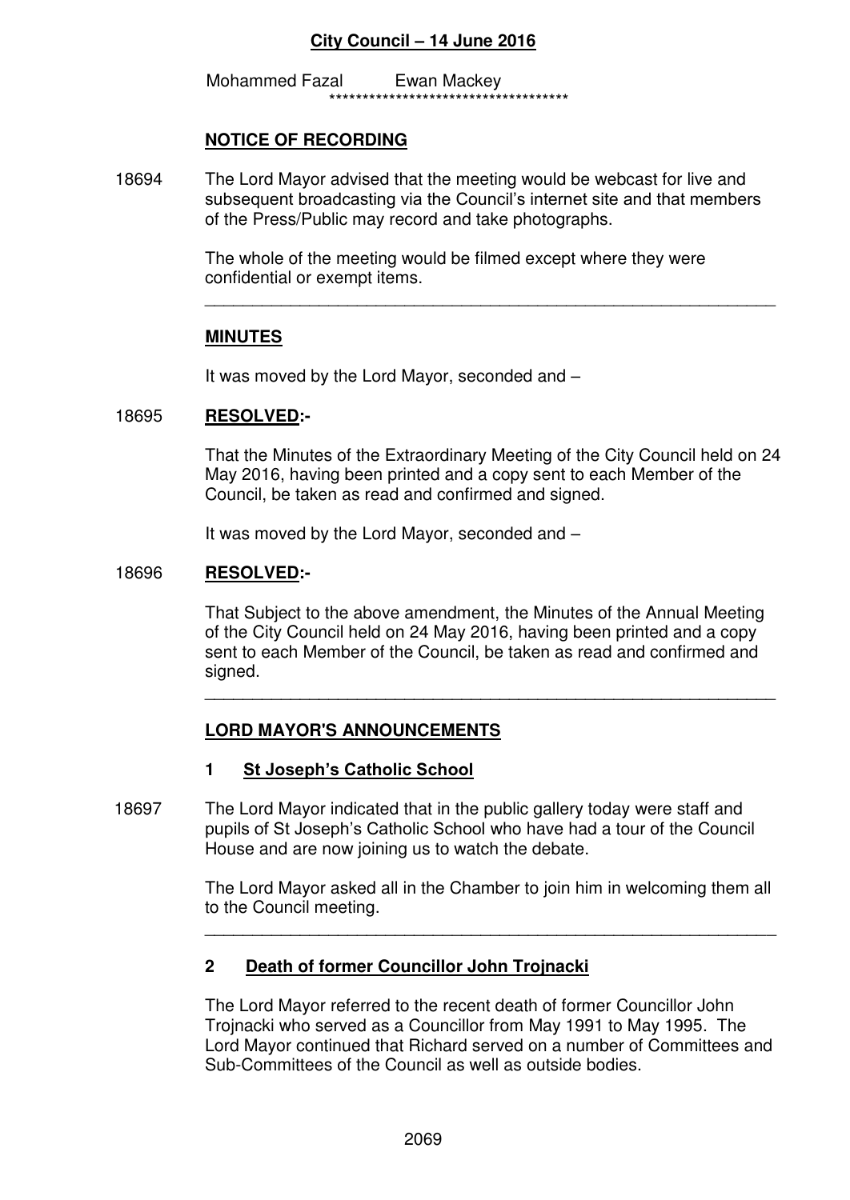**City Council – 14 June 2016**

Mohammed Fazal Ewan Mackey

\*\*\*\*\*\*\*\*\*\*\*\*\*\*\*\*\*\*\*\*\*\*\*\*\*\*\*\*\*\*\*\*\*\*\*\*

**NOTICE OF RECORDING**

18694 The Lord Mayor advised that the meeting would be webcast for live and subsequent broadcasting via the Council's internet site and that members of the Press/Public may record and take photographs.

The whole of the meeting would be filmed except where they were confidential or exempt items.

---

**MINUTES**

It was moved by the Lord Mayor, seconded and –

18695 **RESOLVED:-**

That the Minutes of the Extraordinary Meeting of the City Council held on 24 May 2016, having been printed and a copy sent to each Member of the Council, be taken as read and confirmed and signed.

It was moved by the Lord Mayor, seconded and –

18696 **RESOLVED:-**

That Subject to the above amendment, the Minutes of the Annual Meeting of the City Council held on 24 May 2016, having been printed and a copy sent to each Member of the Council, be taken as read and confirmed and signed.

---

**LORD MAYOR'S ANNOUNCEMENTS**

**1 St Joseph's Catholic School**

18697 The Lord Mayor indicated that in the public gallery today were staff and pupils of St Joseph's Catholic School who have had a tour of the Council House and are now joining us to watch the debate.

The Lord Mayor asked all in the Chamber to join him in welcoming them all to the Council meeting.

---

**2 Death of former Councillor John Trojnacki**

The Lord Mayor referred to the recent death of former Councillor John Trojnacki who served as a Councillor from May 1991 to May 1995. The Lord Mayor continued that Richard served on a number of Committees and Sub-Committees of the Council as well as outside bodies.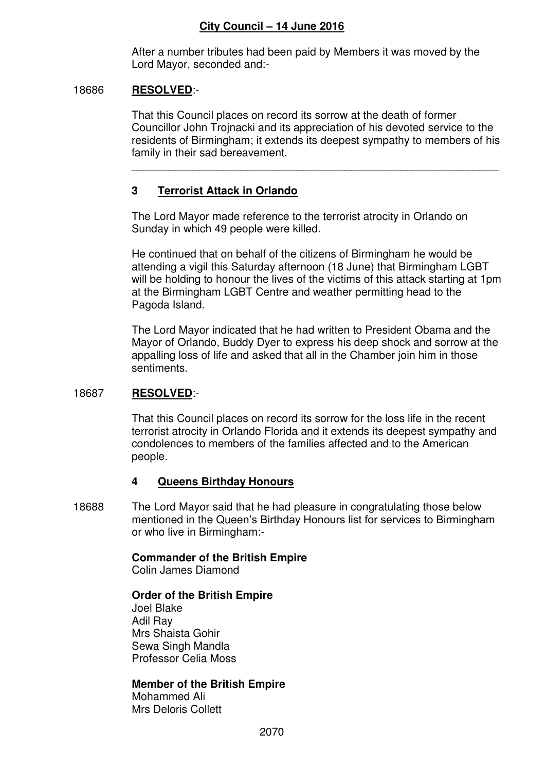After a number tributes had been paid by Members it was moved by the Lord Mayor, seconded and:-

18686 **RESOLVED**:-

That this Council places on record its sorrow at the death of former Councillor John Trojnacki and its appreciation of his devoted service to the residents of Birmingham; it extends its deepest sympathy to members of his family in their sad bereavement.

---

## 3 Terrorist Attack in Orlando

The Lord Mayor made reference to the terrorist atrocity in Orlando on Sunday in which 49 people were killed.

He continued that on behalf of the citizens of Birmingham he would be attending a vigil this Saturday afternoon (18 June) that Birmingham LGBT will be holding to honour the lives of the victims of this attack starting at 1pm at the Birmingham LGBT Centre and weather permitting head to the Pagoda Island.

The Lord Mayor indicated that he had written to President Obama and the Mayor of Orlando, Buddy Dyer to express his deep shock and sorrow at the appalling loss of life and asked that all in the Chamber join him in those sentiments.

18687 **RESOLVED**:-

That this Council places on record its sorrow for the loss life in the recent terrorist atrocity in Orlando Florida and it extends its deepest sympathy and condolences to members of the families affected and to the American people.

## 4 Queens Birthday Honours

18688 The Lord Mayor said that he had pleasure in congratulating those below mentioned in the Queen's Birthday Honours list for services to Birmingham or who live in Birmingham:-

**Commander of the British Empire**
Colin James Diamond

**Order of the British Empire**
Joel Blake
Adil Ray
Mrs Shaista Gohir
Sewa Singh Mandla
Professor Celia Moss

**Member of the British Empire**
Mohammed Ali
Mrs Deloris Collett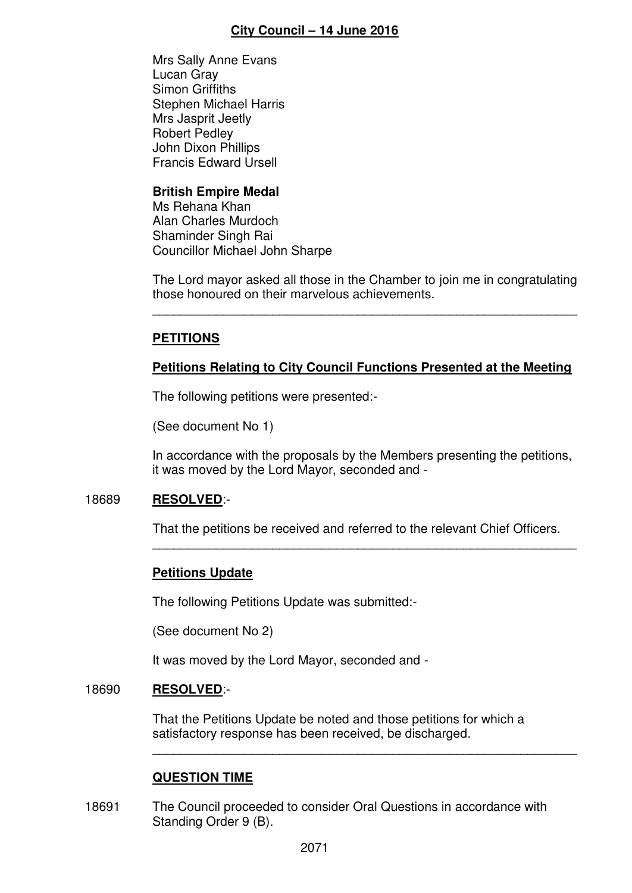Mrs Sally Anne Evans
Lucan Gray
Simon Griffiths
Stephen Michael Harris
Mrs Jasprit Jeetly
Robert Pedley
John Dixon Phillips
Francis Edward Ursell

**British Empire Medal**
Ms Rehana Khan
Alan Charles Murdoch
Shaminder Singh Rai
Councillor Michael John Sharpe

The Lord mayor asked all those in the Chamber to join me in congratulating those honoured on their marvelous achievements.

---

## PETITIONS

### Petitions Relating to City Council Functions Presented at the Meeting

The following petitions were presented:-

(See document No 1)

In accordance with the proposals by the Members presenting the petitions, it was moved by the Lord Mayor, seconded and -

18689 **RESOLVED**:-

That the petitions be received and referred to the relevant Chief Officers.

---

### Petitions Update

The following Petitions Update was submitted:-

(See document No 2)

It was moved by the Lord Mayor, seconded and -

18690 **RESOLVED**:-

That the Petitions Update be noted and those petitions for which a satisfactory response has been received, be discharged.

---

## QUESTION TIME

18691 The Council proceeded to consider Oral Questions in accordance with Standing Order 9 (B).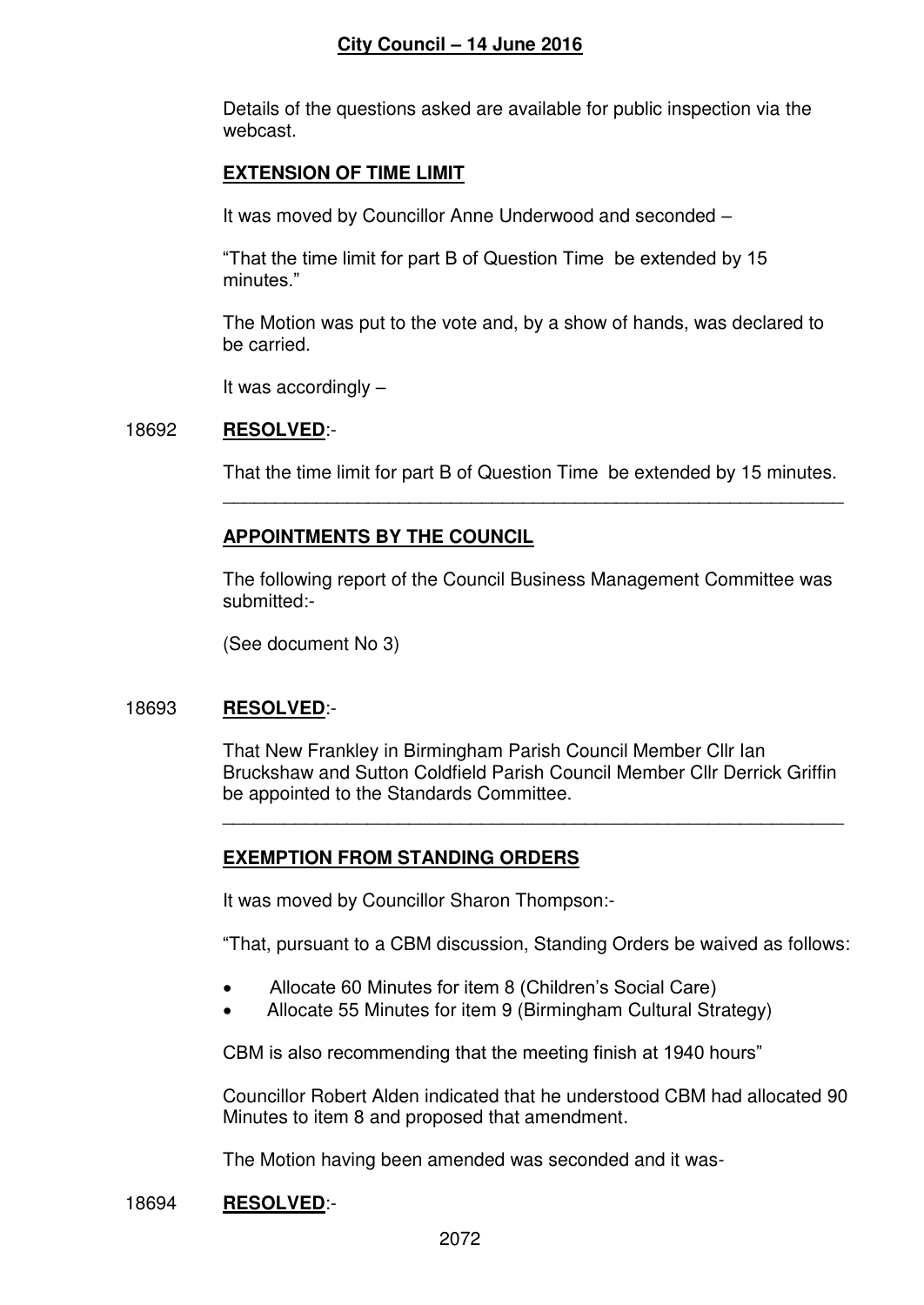Details of the questions asked are available for public inspection via the webcast.

**EXTENSION OF TIME LIMIT**

It was moved by Councillor Anne Underwood and seconded –

"That the time limit for part B of Question Time be extended by 15 minutes."

The Motion was put to the vote and, by a show of hands, was declared to be carried.

It was accordingly –

18692 **RESOLVED**:-

That the time limit for part B of Question Time be extended by 15 minutes.

---

**APPOINTMENTS BY THE COUNCIL**

The following report of the Council Business Management Committee was submitted:-

(See document No 3)

18693 **RESOLVED**:-

That New Frankley in Birmingham Parish Council Member Cllr Ian Bruckshaw and Sutton Coldfield Parish Council Member Cllr Derrick Griffin be appointed to the Standards Committee.

---

**EXEMPTION FROM STANDING ORDERS**

It was moved by Councillor Sharon Thompson:-

"That, pursuant to a CBM discussion, Standing Orders be waived as follows:

- Allocate 60 Minutes for item 8 (Children's Social Care)
- Allocate 55 Minutes for item 9 (Birmingham Cultural Strategy)

CBM is also recommending that the meeting finish at 1940 hours"

Councillor Robert Alden indicated that he understood CBM had allocated 90 Minutes to item 8 and proposed that amendment.

The Motion having been amended was seconded and it was-

18694 **RESOLVED**:-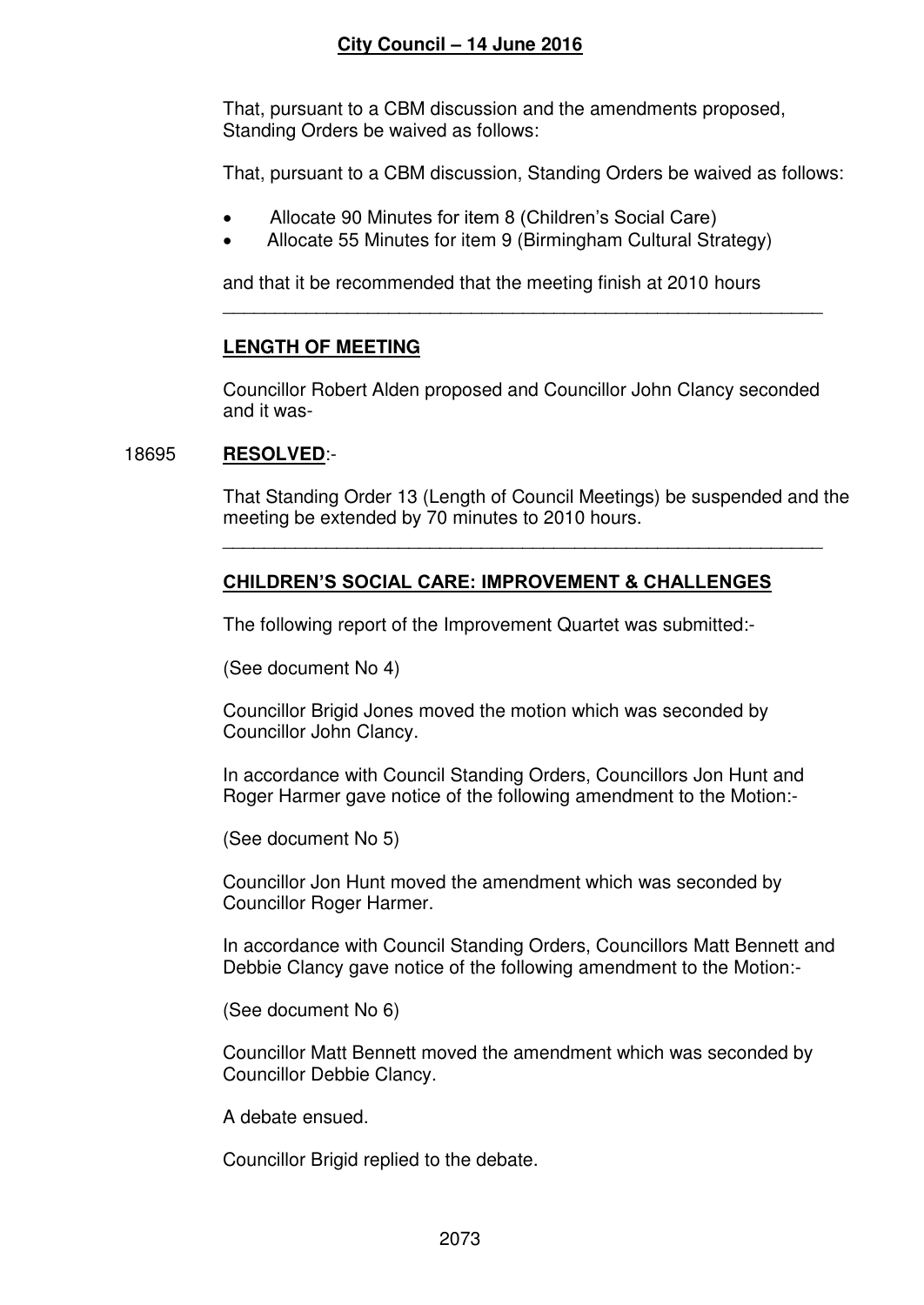That, pursuant to a CBM discussion and the amendments proposed, Standing Orders be waived as follows:

That, pursuant to a CBM discussion, Standing Orders be waived as follows:

- Allocate 90 Minutes for item 8 (Children's Social Care)
- Allocate 55 Minutes for item 9 (Birmingham Cultural Strategy)

and that it be recommended that the meeting finish at 2010 hours

---

## LENGTH OF MEETING

Councillor Robert Alden proposed and Councillor John Clancy seconded and it was-

18695 **RESOLVED**:-

That Standing Order 13 (Length of Council Meetings) be suspended and the meeting be extended by 70 minutes to 2010 hours.

---

## CHILDREN'S SOCIAL CARE: IMPROVEMENT & CHALLENGES

The following report of the Improvement Quartet was submitted:-

(See document No 4)

Councillor Brigid Jones moved the motion which was seconded by Councillor John Clancy.

In accordance with Council Standing Orders, Councillors Jon Hunt and Roger Harmer gave notice of the following amendment to the Motion:-

(See document No 5)

Councillor Jon Hunt moved the amendment which was seconded by Councillor Roger Harmer.

In accordance with Council Standing Orders, Councillors Matt Bennett and Debbie Clancy gave notice of the following amendment to the Motion:-

(See document No 6)

Councillor Matt Bennett moved the amendment which was seconded by Councillor Debbie Clancy.

A debate ensued.

Councillor Brigid replied to the debate.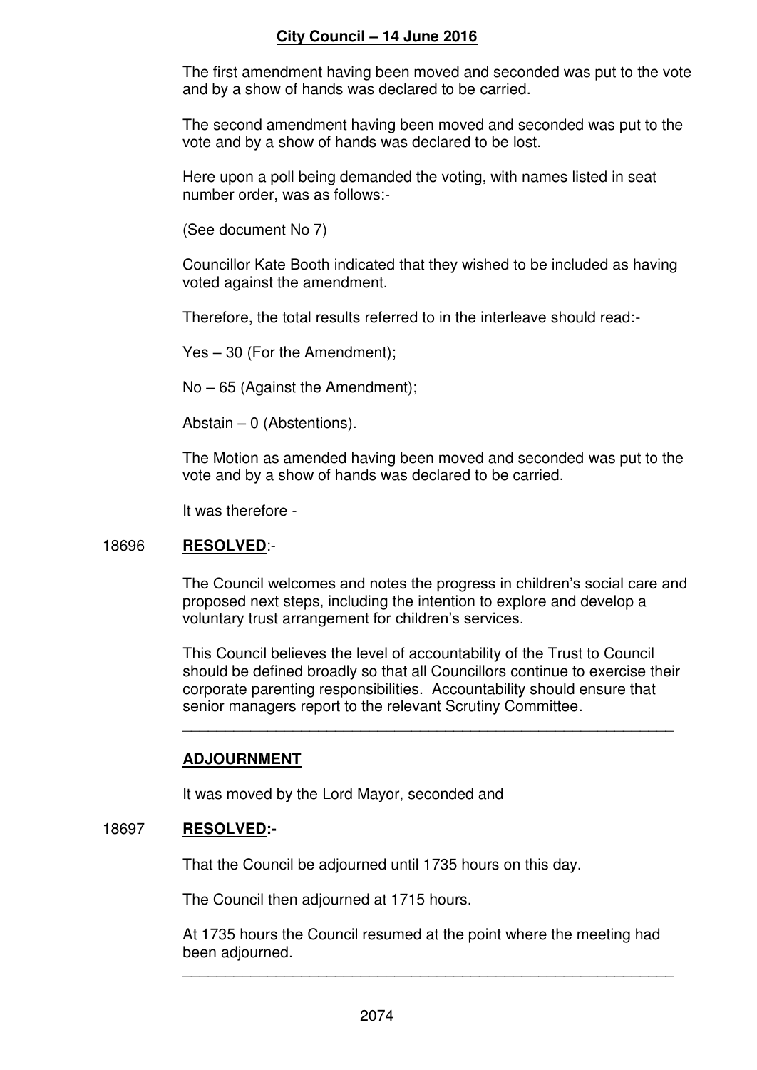The first amendment having been moved and seconded was put to the vote and by a show of hands was declared to be carried.

The second amendment having been moved and seconded was put to the vote and by a show of hands was declared to be lost.

Here upon a poll being demanded the voting, with names listed in seat number order, was as follows:-

(See document No 7)

Councillor Kate Booth indicated that they wished to be included as having voted against the amendment.

Therefore, the total results referred to in the interleave should read:-

Yes – 30 (For the Amendment);

No – 65 (Against the Amendment);

Abstain – 0 (Abstentions).

The Motion as amended having been moved and seconded was put to the vote and by a show of hands was declared to be carried.

It was therefore -

18696 **RESOLVED**:-

The Council welcomes and notes the progress in children's social care and proposed next steps, including the intention to explore and develop a voluntary trust arrangement for children's services.

This Council believes the level of accountability of the Trust to Council should be defined broadly so that all Councillors continue to exercise their corporate parenting responsibilities. Accountability should ensure that senior managers report to the relevant Scrutiny Committee.

---

**ADJOURNMENT**

It was moved by the Lord Mayor, seconded and

18697 **RESOLVED:-**

That the Council be adjourned until 1735 hours on this day.

The Council then adjourned at 1715 hours.

At 1735 hours the Council resumed at the point where the meeting had been adjourned.

---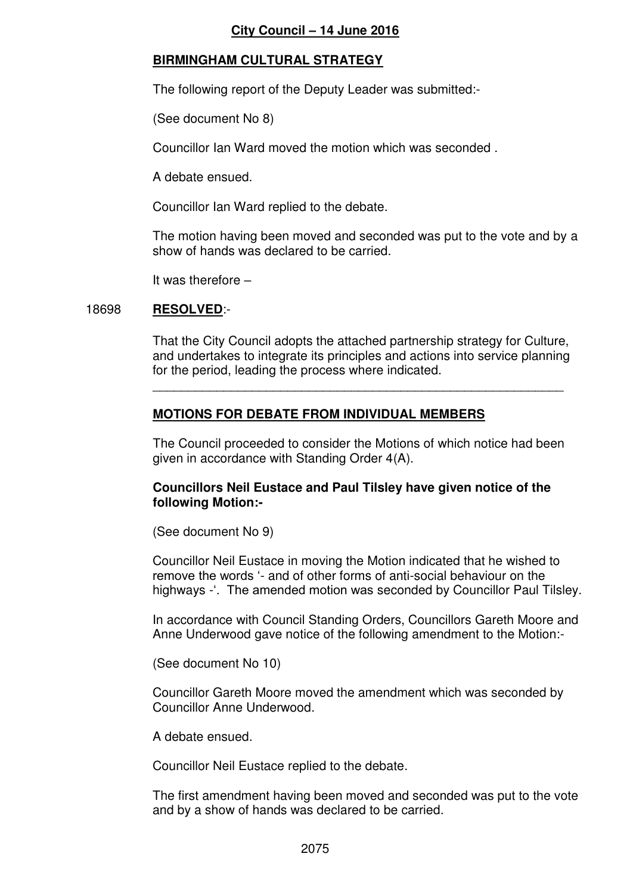**City Council – 14 June 2016**

**BIRMINGHAM CULTURAL STRATEGY**

The following report of the Deputy Leader was submitted:-

(See document No 8)

Councillor Ian Ward moved the motion which was seconded .

A debate ensued.

Councillor Ian Ward replied to the debate.

The motion having been moved and seconded was put to the vote and by a show of hands was declared to be carried.

It was therefore –

18698 **RESOLVED**:-

That the City Council adopts the attached partnership strategy for Culture, and undertakes to integrate its principles and actions into service planning for the period, leading the process where indicated.

---

**MOTIONS FOR DEBATE FROM INDIVIDUAL MEMBERS**

The Council proceeded to consider the Motions of which notice had been given in accordance with Standing Order 4(A).

**Councillors Neil Eustace and Paul Tilsley have given notice of the following Motion:-**

(See document No 9)

Councillor Neil Eustace in moving the Motion indicated that he wished to remove the words '- and of other forms of anti-social behaviour on the highways -'. The amended motion was seconded by Councillor Paul Tilsley.

In accordance with Council Standing Orders, Councillors Gareth Moore and Anne Underwood gave notice of the following amendment to the Motion:-

(See document No 10)

Councillor Gareth Moore moved the amendment which was seconded by Councillor Anne Underwood.

A debate ensued.

Councillor Neil Eustace replied to the debate.

The first amendment having been moved and seconded was put to the vote and by a show of hands was declared to be carried.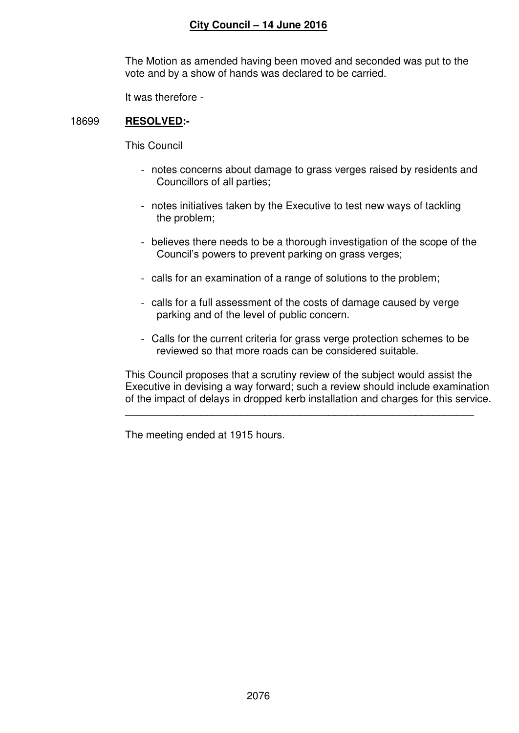The Motion as amended having been moved and seconded was put to the vote and by a show of hands was declared to be carried.

It was therefore -

18699 **RESOLVED:-**

This Council

- notes concerns about damage to grass verges raised by residents and Councillors of all parties;
- notes initiatives taken by the Executive to test new ways of tackling the problem;
- believes there needs to be a thorough investigation of the scope of the Council's powers to prevent parking on grass verges;
- calls for an examination of a range of solutions to the problem;
- calls for a full assessment of the costs of damage caused by verge parking and of the level of public concern.
- Calls for the current criteria for grass verge protection schemes to be reviewed so that more roads can be considered suitable.

This Council proposes that a scrutiny review of the subject would assist the Executive in devising a way forward; such a review should include examination of the impact of delays in dropped kerb installation and charges for this service.

---

The meeting ended at 1915 hours.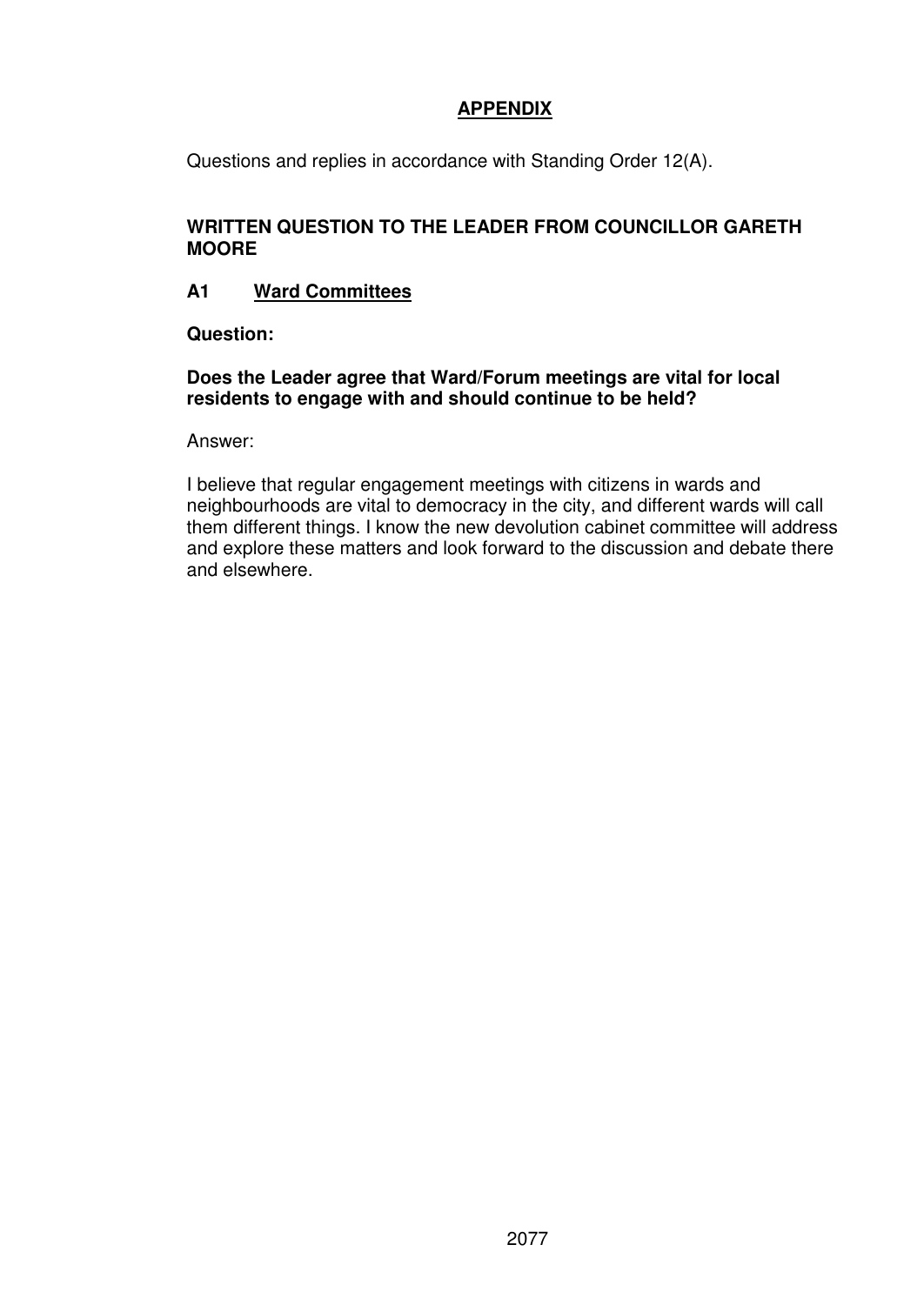# APPENDIX

Questions and replies in accordance with Standing Order 12(A).

**WRITTEN QUESTION TO THE LEADER FROM COUNCILLOR GARETH MOORE**

**A1 Ward Committees**

**Question:**

**Does the Leader agree that Ward/Forum meetings are vital for local residents to engage with and should continue to be held?**

Answer:

I believe that regular engagement meetings with citizens in wards and neighbourhoods are vital to democracy in the city, and different wards will call them different things. I know the new devolution cabinet committee will address and explore these matters and look forward to the discussion and debate there and elsewhere.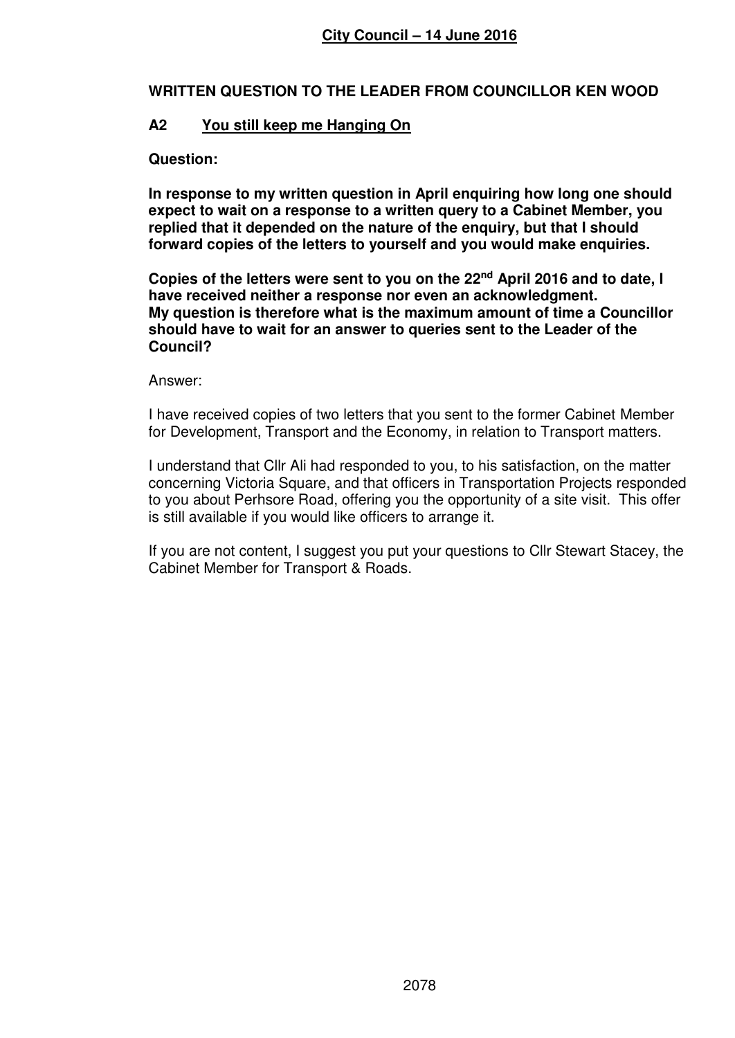**City Council – 14 June 2016**

## WRITTEN QUESTION TO THE LEADER FROM COUNCILLOR KEN WOOD

### A2 You still keep me Hanging On

**Question:**

**In response to my written question in April enquiring how long one should expect to wait on a response to a written query to a Cabinet Member, you replied that it depended on the nature of the enquiry, but that I should forward copies of the letters to yourself and you would make enquiries.**

**Copies of the letters were sent to you on the 22nd April 2016 and to date, I have received neither a response nor even an acknowledgment.**
**My question is therefore what is the maximum amount of time a Councillor should have to wait for an answer to queries sent to the Leader of the Council?**

Answer:

I have received copies of two letters that you sent to the former Cabinet Member for Development, Transport and the Economy, in relation to Transport matters.

I understand that Cllr Ali had responded to you, to his satisfaction, on the matter concerning Victoria Square, and that officers in Transportation Projects responded to you about Perhsore Road, offering you the opportunity of a site visit. This offer is still available if you would like officers to arrange it.

If you are not content, I suggest you put your questions to Cllr Stewart Stacey, the Cabinet Member for Transport & Roads.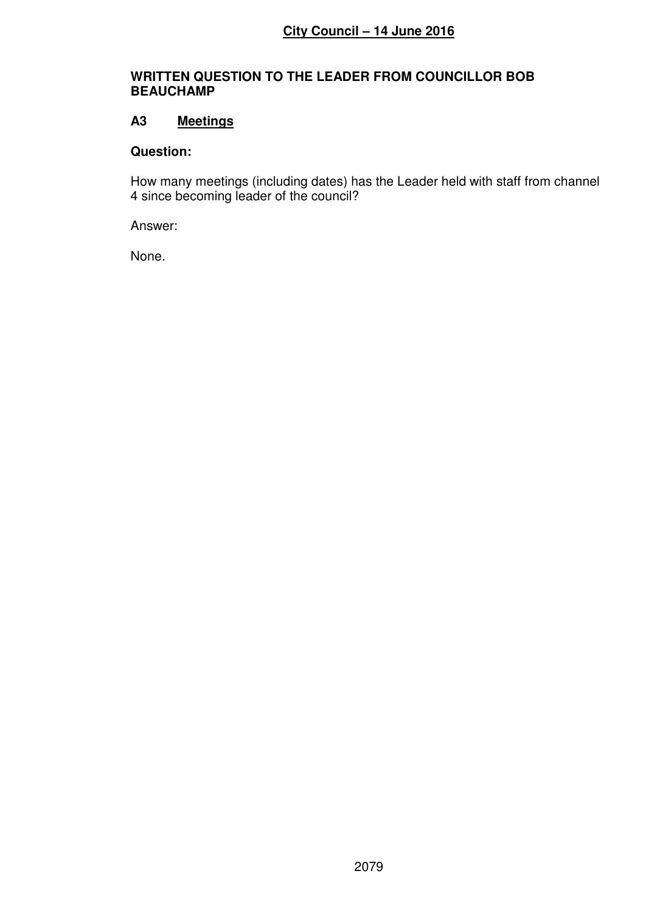**City Council – 14 June 2016**

## WRITTEN QUESTION TO THE LEADER FROM COUNCILLOR BOB BEAUCHAMP

### A3 Meetings

**Question:**

How many meetings (including dates) has the Leader held with staff from channel 4 since becoming leader of the council?

Answer:

None.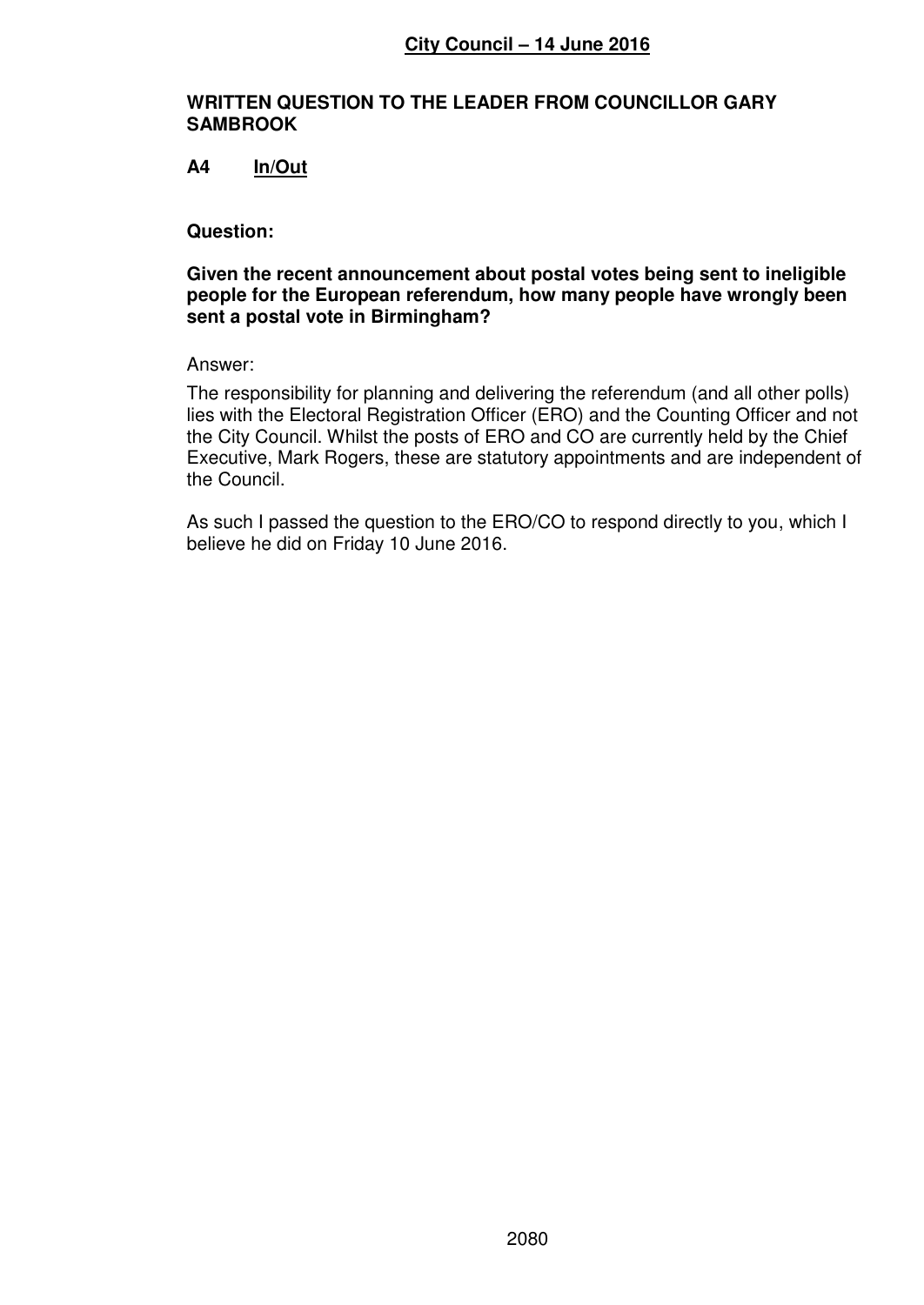**City Council – 14 June 2016**

## WRITTEN QUESTION TO THE LEADER FROM COUNCILLOR GARY SAMBROOK

### A4 In/Out

**Question:**

**Given the recent announcement about postal votes being sent to ineligible people for the European referendum, how many people have wrongly been sent a postal vote in Birmingham?**

Answer:

The responsibility for planning and delivering the referendum (and all other polls) lies with the Electoral Registration Officer (ERO) and the Counting Officer and not the City Council. Whilst the posts of ERO and CO are currently held by the Chief Executive, Mark Rogers, these are statutory appointments and are independent of the Council.

As such I passed the question to the ERO/CO to respond directly to you, which I believe he did on Friday 10 June 2016.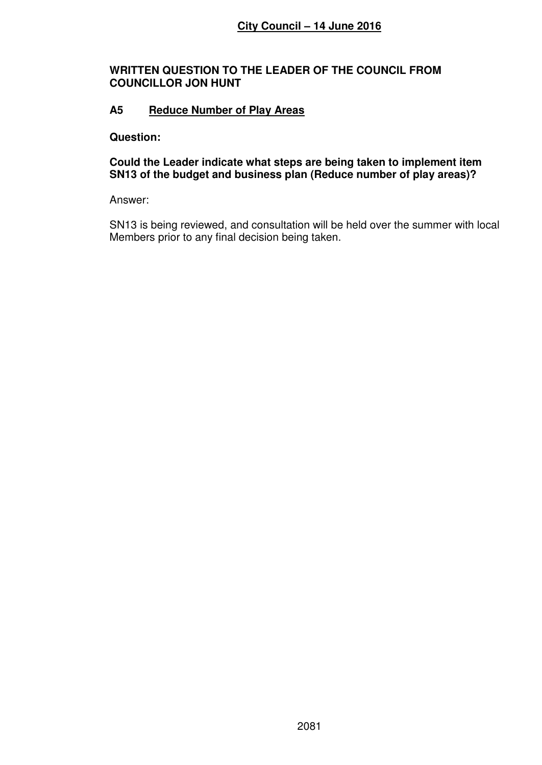**City Council – 14 June 2016**

**WRITTEN QUESTION TO THE LEADER OF THE COUNCIL FROM COUNCILLOR JON HUNT**

## A5 Reduce Number of Play Areas

**Question:**

**Could the Leader indicate what steps are being taken to implement item SN13 of the budget and business plan (Reduce number of play areas)?**

Answer:

SN13 is being reviewed, and consultation will be held over the summer with local Members prior to any final decision being taken.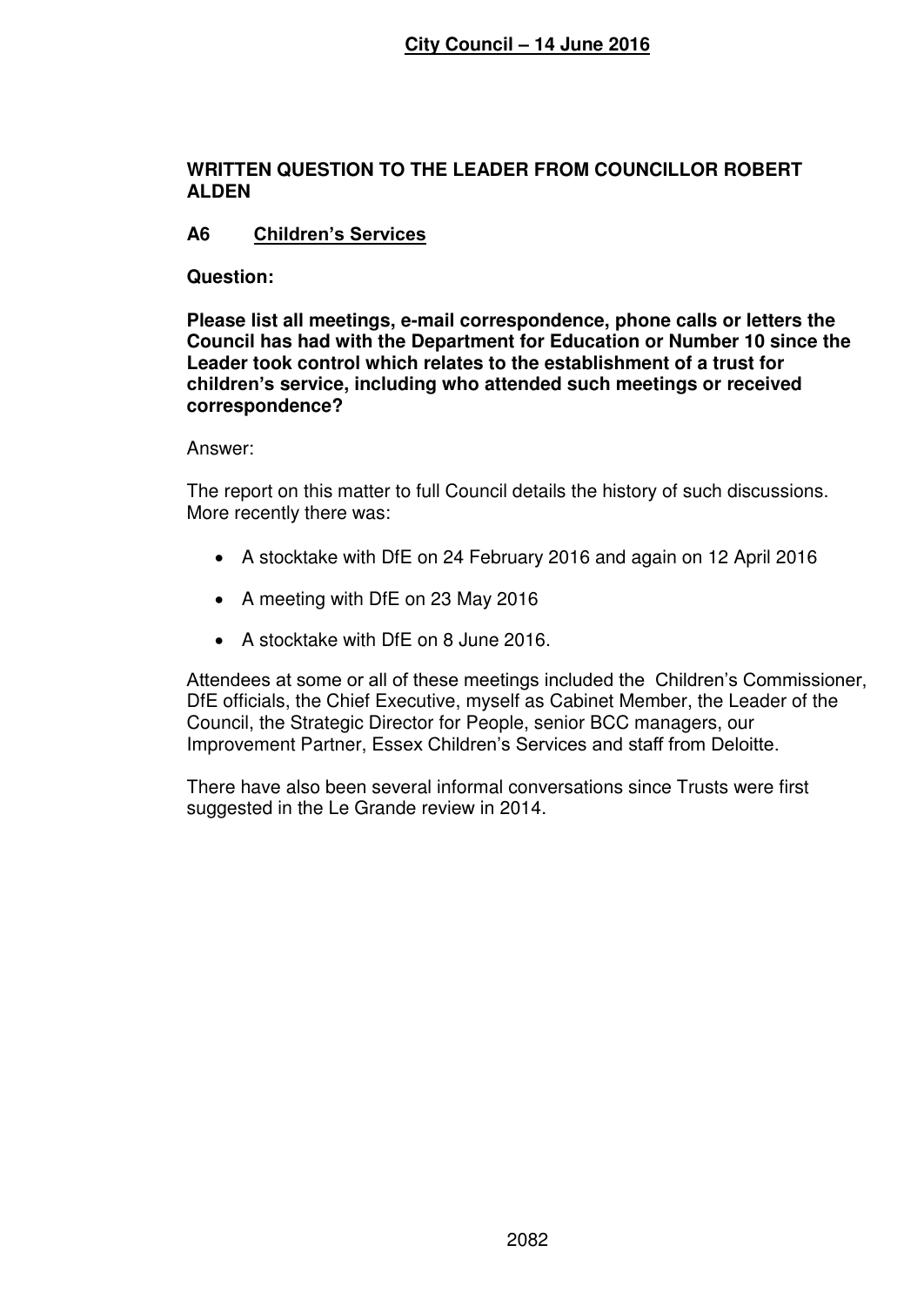**WRITTEN QUESTION TO THE LEADER FROM COUNCILLOR ROBERT ALDEN**

**A6 Children's Services**

**Question:**

**Please list all meetings, e-mail correspondence, phone calls or letters the Council has had with the Department for Education or Number 10 since the Leader took control which relates to the establishment of a trust for children's service, including who attended such meetings or received correspondence?**

Answer:

The report on this matter to full Council details the history of such discussions. More recently there was:

- A stocktake with DfE on 24 February 2016 and again on 12 April 2016
- A meeting with DfE on 23 May 2016
- A stocktake with DfE on 8 June 2016.

Attendees at some or all of these meetings included the Children's Commissioner, DfE officials, the Chief Executive, myself as Cabinet Member, the Leader of the Council, the Strategic Director for People, senior BCC managers, our Improvement Partner, Essex Children's Services and staff from Deloitte.

There have also been several informal conversations since Trusts were first suggested in the Le Grande review in 2014.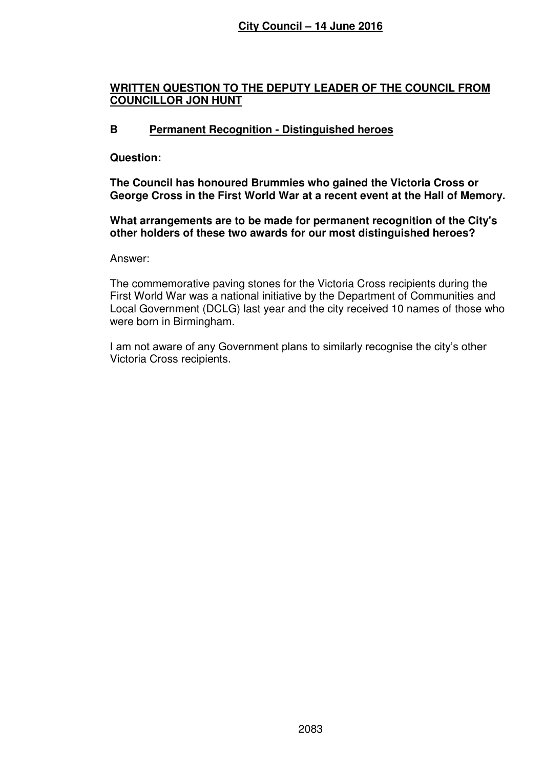**City Council – 14 June 2016**

## WRITTEN QUESTION TO THE DEPUTY LEADER OF THE COUNCIL FROM COUNCILLOR JON HUNT

### B Permanent Recognition - Distinguished heroes

**Question:**

**The Council has honoured Brummies who gained the Victoria Cross or George Cross in the First World War at a recent event at the Hall of Memory.**

**What arrangements are to be made for permanent recognition of the City's other holders of these two awards for our most distinguished heroes?**

Answer:

The commemorative paving stones for the Victoria Cross recipients during the First World War was a national initiative by the Department of Communities and Local Government (DCLG) last year and the city received 10 names of those who were born in Birmingham.

I am not aware of any Government plans to similarly recognise the city's other Victoria Cross recipients.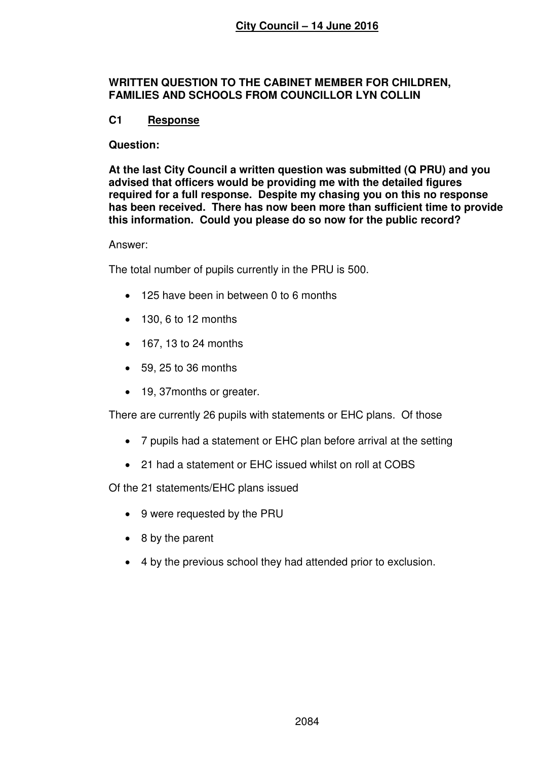**City Council – 14 June 2016**

**WRITTEN QUESTION TO THE CABINET MEMBER FOR CHILDREN, FAMILIES AND SCHOOLS FROM COUNCILLOR LYN COLLIN**

**C1 Response**

**Question:**

**At the last City Council a written question was submitted (Q PRU) and you advised that officers would be providing me with the detailed figures required for a full response. Despite my chasing you on this no response has been received. There has now been more than sufficient time to provide this information. Could you please do so now for the public record?**

Answer:

The total number of pupils currently in the PRU is 500.

- 125 have been in between 0 to 6 months
- 130, 6 to 12 months
- 167, 13 to 24 months
- 59, 25 to 36 months
- 19, 37months or greater.

There are currently 26 pupils with statements or EHC plans. Of those

- 7 pupils had a statement or EHC plan before arrival at the setting
- 21 had a statement or EHC issued whilst on roll at COBS

Of the 21 statements/EHC plans issued

- 9 were requested by the PRU
- 8 by the parent
- 4 by the previous school they had attended prior to exclusion.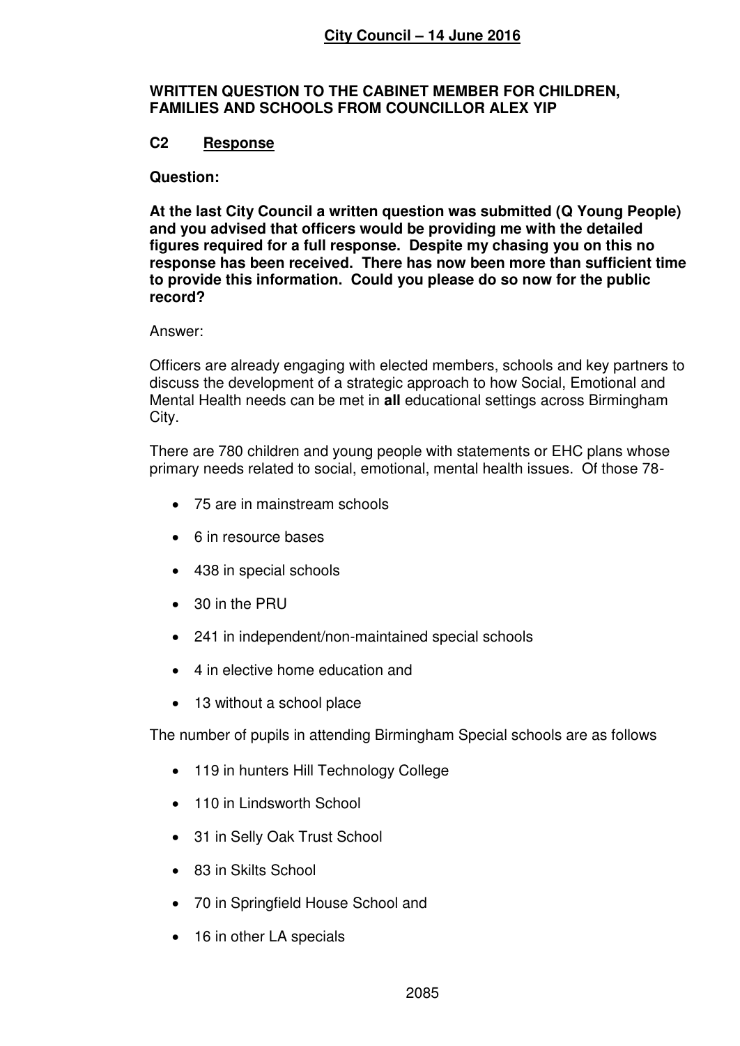**City Council – 14 June 2016**

**WRITTEN QUESTION TO THE CABINET MEMBER FOR CHILDREN, FAMILIES AND SCHOOLS FROM COUNCILLOR ALEX YIP**

**C2 Response**

**Question:**

**At the last City Council a written question was submitted (Q Young People) and you advised that officers would be providing me with the detailed figures required for a full response. Despite my chasing you on this no response has been received. There has now been more than sufficient time to provide this information. Could you please do so now for the public record?**

Answer:

Officers are already engaging with elected members, schools and key partners to discuss the development of a strategic approach to how Social, Emotional and Mental Health needs can be met in **all** educational settings across Birmingham City.

There are 780 children and young people with statements or EHC plans whose primary needs related to social, emotional, mental health issues. Of those 78-

- 75 are in mainstream schools
- 6 in resource bases
- 438 in special schools
- 30 in the PRU
- 241 in independent/non-maintained special schools
- 4 in elective home education and
- 13 without a school place

The number of pupils in attending Birmingham Special schools are as follows

- 119 in hunters Hill Technology College
- 110 in Lindsworth School
- 31 in Selly Oak Trust School
- 83 in Skilts School
- 70 in Springfield House School and
- 16 in other LA specials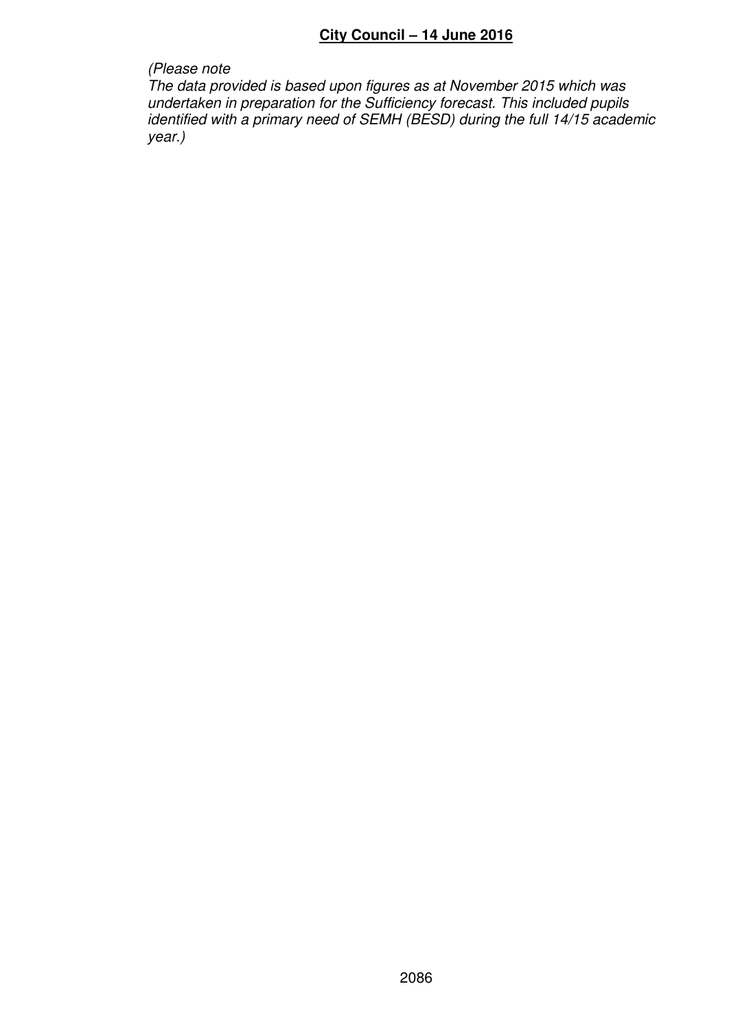*(Please note*
*The data provided is based upon figures as at November 2015 which was undertaken in preparation for the Sufficiency forecast. This included pupils identified with a primary need of SEMH (BESD) during the full 14/15 academic year.)*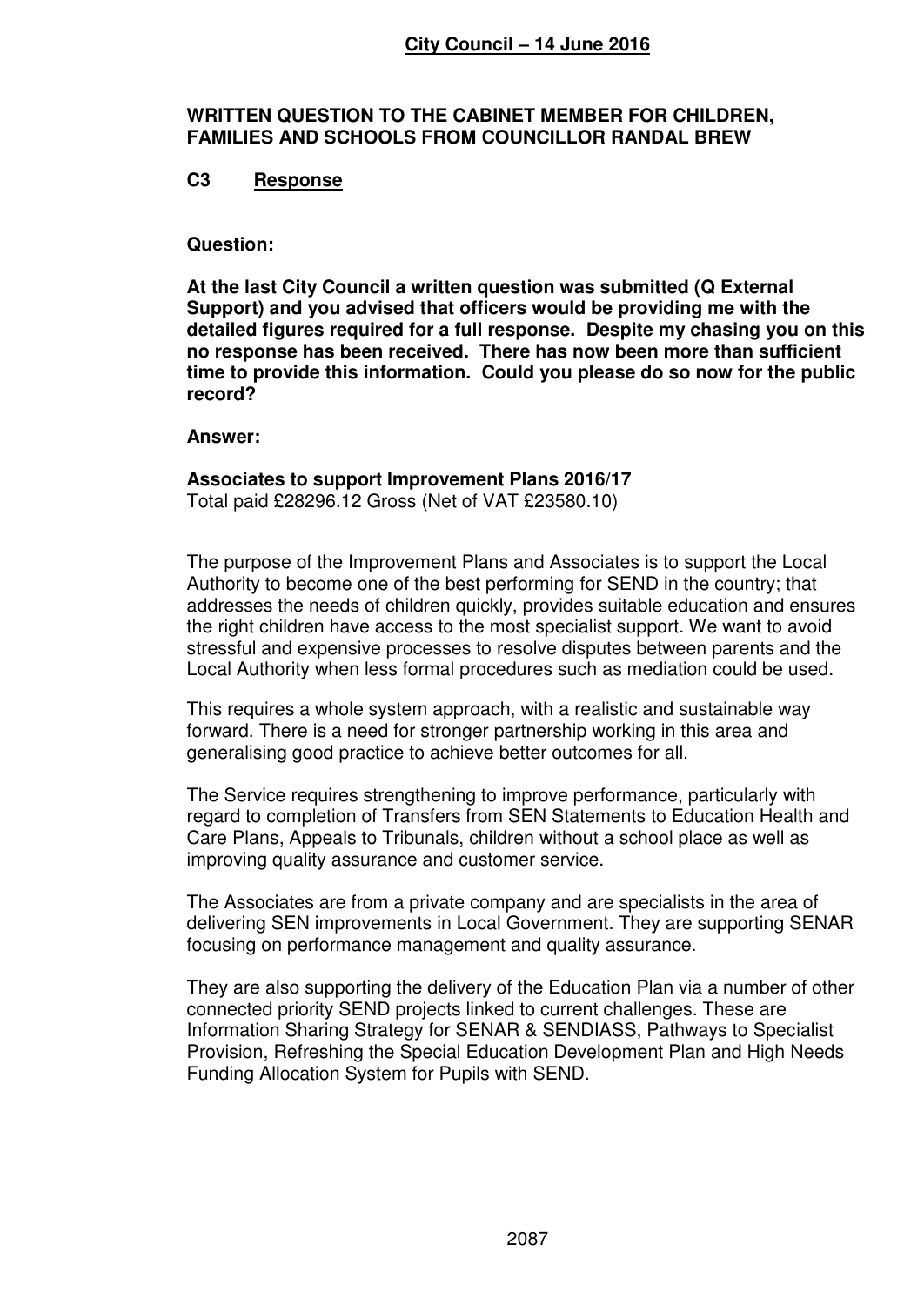**City Council – 14 June 2016**

**WRITTEN QUESTION TO THE CABINET MEMBER FOR CHILDREN, FAMILIES AND SCHOOLS FROM COUNCILLOR RANDAL BREW**

**C3 Response**

**Question:**

**At the last City Council a written question was submitted (Q External Support) and you advised that officers would be providing me with the detailed figures required for a full response. Despite my chasing you on this no response has been received. There has now been more than sufficient time to provide this information. Could you please do so now for the public record?**

**Answer:**

**Associates to support Improvement Plans 2016/17**
Total paid £28296.12 Gross (Net of VAT £23580.10)

The purpose of the Improvement Plans and Associates is to support the Local Authority to become one of the best performing for SEND in the country; that addresses the needs of children quickly, provides suitable education and ensures the right children have access to the most specialist support. We want to avoid stressful and expensive processes to resolve disputes between parents and the Local Authority when less formal procedures such as mediation could be used.

This requires a whole system approach, with a realistic and sustainable way forward. There is a need for stronger partnership working in this area and generalising good practice to achieve better outcomes for all.

The Service requires strengthening to improve performance, particularly with regard to completion of Transfers from SEN Statements to Education Health and Care Plans, Appeals to Tribunals, children without a school place as well as improving quality assurance and customer service.

The Associates are from a private company and are specialists in the area of delivering SEN improvements in Local Government. They are supporting SENAR focusing on performance management and quality assurance.

They are also supporting the delivery of the Education Plan via a number of other connected priority SEND projects linked to current challenges. These are Information Sharing Strategy for SENAR & SENDIASS, Pathways to Specialist Provision, Refreshing the Special Education Development Plan and High Needs Funding Allocation System for Pupils with SEND.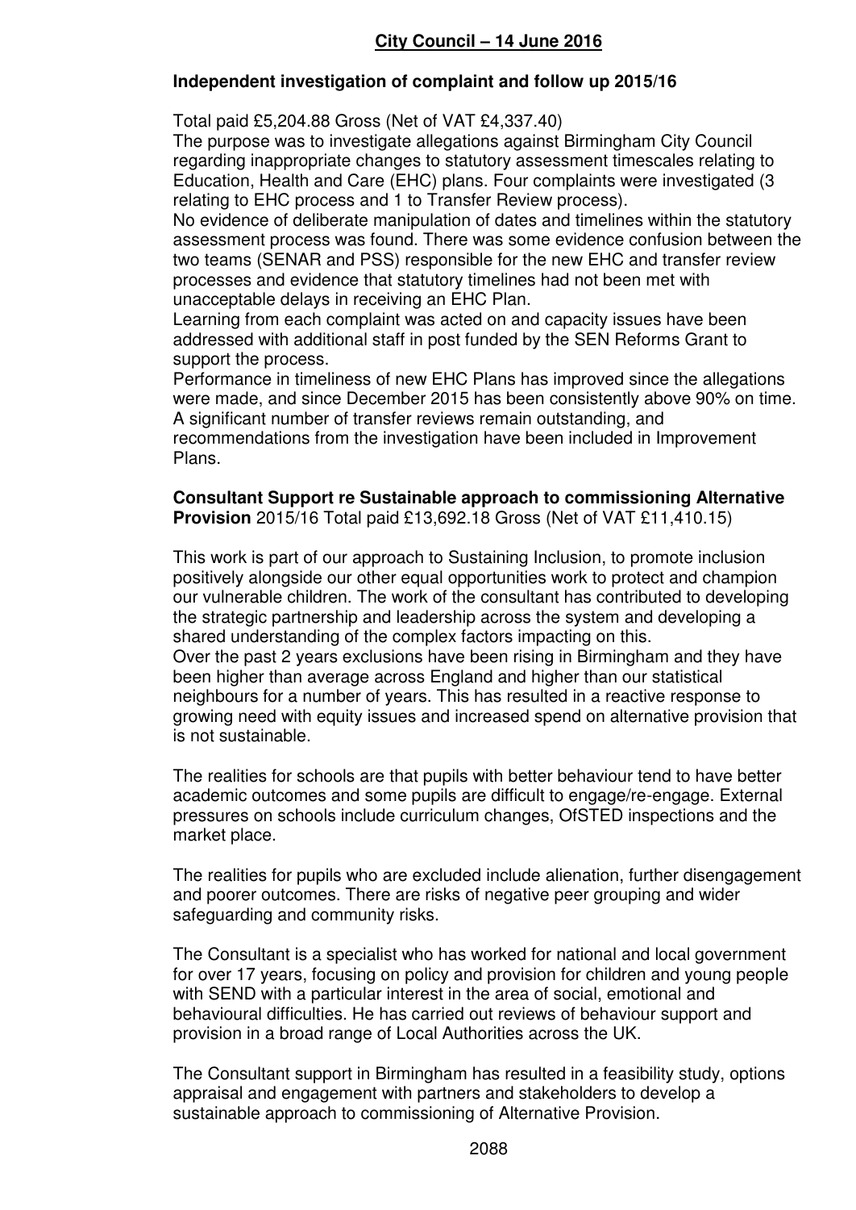**Independent investigation of complaint and follow up 2015/16**

Total paid £5,204.88 Gross (Net of VAT £4,337.40)
The purpose was to investigate allegations against Birmingham City Council regarding inappropriate changes to statutory assessment timescales relating to Education, Health and Care (EHC) plans. Four complaints were investigated (3 relating to EHC process and 1 to Transfer Review process).
No evidence of deliberate manipulation of dates and timelines within the statutory assessment process was found. There was some evidence confusion between the two teams (SENAR and PSS) responsible for the new EHC and transfer review processes and evidence that statutory timelines had not been met with unacceptable delays in receiving an EHC Plan.
Learning from each complaint was acted on and capacity issues have been addressed with additional staff in post funded by the SEN Reforms Grant to support the process.
Performance in timeliness of new EHC Plans has improved since the allegations were made, and since December 2015 has been consistently above 90% on time. A significant number of transfer reviews remain outstanding, and recommendations from the investigation have been included in Improvement Plans.

**Consultant Support re Sustainable approach to commissioning Alternative Provision** 2015/16 Total paid £13,692.18 Gross (Net of VAT £11,410.15)

This work is part of our approach to Sustaining Inclusion, to promote inclusion positively alongside our other equal opportunities work to protect and champion our vulnerable children. The work of the consultant has contributed to developing the strategic partnership and leadership across the system and developing a shared understanding of the complex factors impacting on this.
Over the past 2 years exclusions have been rising in Birmingham and they have been higher than average across England and higher than our statistical neighbours for a number of years. This has resulted in a reactive response to growing need with equity issues and increased spend on alternative provision that is not sustainable.

The realities for schools are that pupils with better behaviour tend to have better academic outcomes and some pupils are difficult to engage/re-engage. External pressures on schools include curriculum changes, OfSTED inspections and the market place.

The realities for pupils who are excluded include alienation, further disengagement and poorer outcomes. There are risks of negative peer grouping and wider safeguarding and community risks.

The Consultant is a specialist who has worked for national and local government for over 17 years, focusing on policy and provision for children and young people with SEND with a particular interest in the area of social, emotional and behavioural difficulties. He has carried out reviews of behaviour support and provision in a broad range of Local Authorities across the UK.

The Consultant support in Birmingham has resulted in a feasibility study, options appraisal and engagement with partners and stakeholders to develop a sustainable approach to commissioning of Alternative Provision.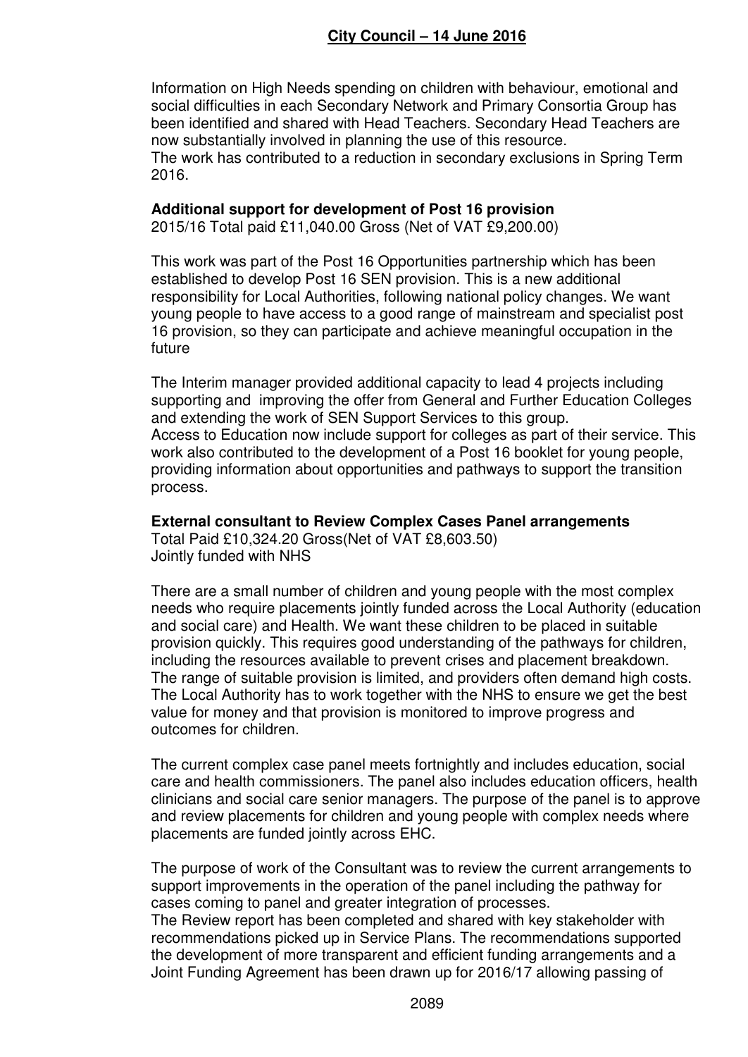Information on High Needs spending on children with behaviour, emotional and social difficulties in each Secondary Network and Primary Consortia Group has been identified and shared with Head Teachers. Secondary Head Teachers are now substantially involved in planning the use of this resource.
The work has contributed to a reduction in secondary exclusions in Spring Term 2016.

**Additional support for development of Post 16 provision**
2015/16 Total paid £11,040.00 Gross (Net of VAT £9,200.00)

This work was part of the Post 16 Opportunities partnership which has been established to develop Post 16 SEN provision. This is a new additional responsibility for Local Authorities, following national policy changes. We want young people to have access to a good range of mainstream and specialist post 16 provision, so they can participate and achieve meaningful occupation in the future

The Interim manager provided additional capacity to lead 4 projects including supporting and improving the offer from General and Further Education Colleges and extending the work of SEN Support Services to this group.
Access to Education now include support for colleges as part of their service. This work also contributed to the development of a Post 16 booklet for young people, providing information about opportunities and pathways to support the transition process.

**External consultant to Review Complex Cases Panel arrangements**
Total Paid £10,324.20 Gross(Net of VAT £8,603.50)
Jointly funded with NHS

There are a small number of children and young people with the most complex needs who require placements jointly funded across the Local Authority (education and social care) and Health. We want these children to be placed in suitable provision quickly. This requires good understanding of the pathways for children, including the resources available to prevent crises and placement breakdown. The range of suitable provision is limited, and providers often demand high costs. The Local Authority has to work together with the NHS to ensure we get the best value for money and that provision is monitored to improve progress and outcomes for children.

The current complex case panel meets fortnightly and includes education, social care and health commissioners. The panel also includes education officers, health clinicians and social care senior managers. The purpose of the panel is to approve and review placements for children and young people with complex needs where placements are funded jointly across EHC.

The purpose of work of the Consultant was to review the current arrangements to support improvements in the operation of the panel including the pathway for cases coming to panel and greater integration of processes.
The Review report has been completed and shared with key stakeholder with recommendations picked up in Service Plans. The recommendations supported the development of more transparent and efficient funding arrangements and a Joint Funding Agreement has been drawn up for 2016/17 allowing passing of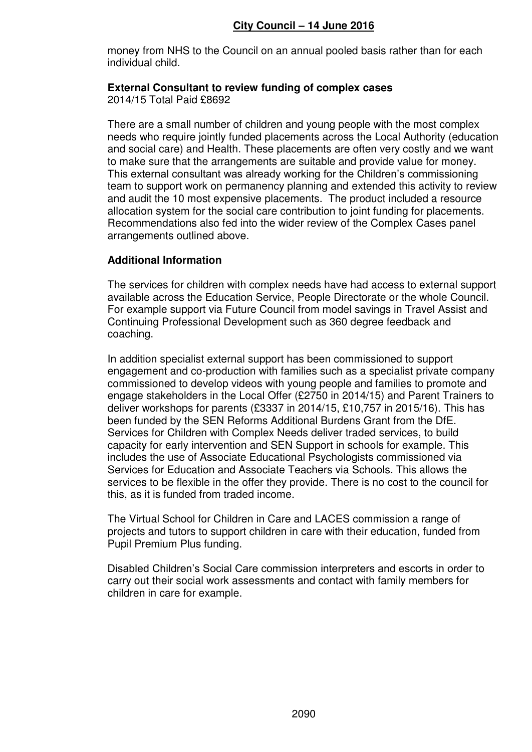money from NHS to the Council on an annual pooled basis rather than for each individual child.

**External Consultant to review funding of complex cases**
2014/15 Total Paid £8692

There are a small number of children and young people with the most complex needs who require jointly funded placements across the Local Authority (education and social care) and Health. These placements are often very costly and we want to make sure that the arrangements are suitable and provide value for money. This external consultant was already working for the Children's commissioning team to support work on permanency planning and extended this activity to review and audit the 10 most expensive placements. The product included a resource allocation system for the social care contribution to joint funding for placements. Recommendations also fed into the wider review of the Complex Cases panel arrangements outlined above.

**Additional Information**

The services for children with complex needs have had access to external support available across the Education Service, People Directorate or the whole Council. For example support via Future Council from model savings in Travel Assist and Continuing Professional Development such as 360 degree feedback and coaching.

In addition specialist external support has been commissioned to support engagement and co-production with families such as a specialist private company commissioned to develop videos with young people and families to promote and engage stakeholders in the Local Offer (£2750 in 2014/15) and Parent Trainers to deliver workshops for parents (£3337 in 2014/15, £10,757 in 2015/16). This has been funded by the SEN Reforms Additional Burdens Grant from the DfE. Services for Children with Complex Needs deliver traded services, to build capacity for early intervention and SEN Support in schools for example. This includes the use of Associate Educational Psychologists commissioned via Services for Education and Associate Teachers via Schools. This allows the services to be flexible in the offer they provide. There is no cost to the council for this, as it is funded from traded income.

The Virtual School for Children in Care and LACES commission a range of projects and tutors to support children in care with their education, funded from Pupil Premium Plus funding.

Disabled Children's Social Care commission interpreters and escorts in order to carry out their social work assessments and contact with family members for children in care for example.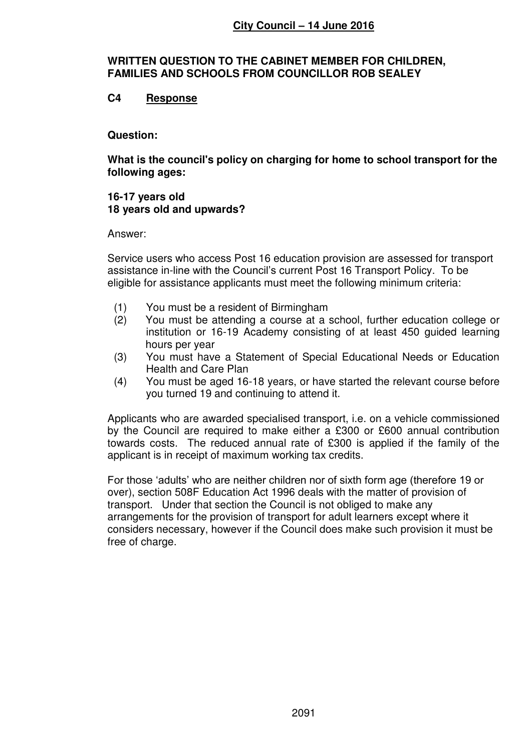**City Council – 14 June 2016**

**WRITTEN QUESTION TO THE CABINET MEMBER FOR CHILDREN, FAMILIES AND SCHOOLS FROM COUNCILLOR ROB SEALEY**

**C4 Response**

**Question:**

**What is the council's policy on charging for home to school transport for the following ages:**

**16-17 years old**
**18 years old and upwards?**

Answer:

Service users who access Post 16 education provision are assessed for transport assistance in-line with the Council's current Post 16 Transport Policy. To be eligible for assistance applicants must meet the following minimum criteria:

(1) You must be a resident of Birmingham
(2) You must be attending a course at a school, further education college or institution or 16-19 Academy consisting of at least 450 guided learning hours per year
(3) You must have a Statement of Special Educational Needs or Education Health and Care Plan
(4) You must be aged 16-18 years, or have started the relevant course before you turned 19 and continuing to attend it.

Applicants who are awarded specialised transport, i.e. on a vehicle commissioned by the Council are required to make either a £300 or £600 annual contribution towards costs. The reduced annual rate of £300 is applied if the family of the applicant is in receipt of maximum working tax credits.

For those 'adults' who are neither children nor of sixth form age (therefore 19 or over), section 508F Education Act 1996 deals with the matter of provision of transport. Under that section the Council is not obliged to make any arrangements for the provision of transport for adult learners except where it considers necessary, however if the Council does make such provision it must be free of charge.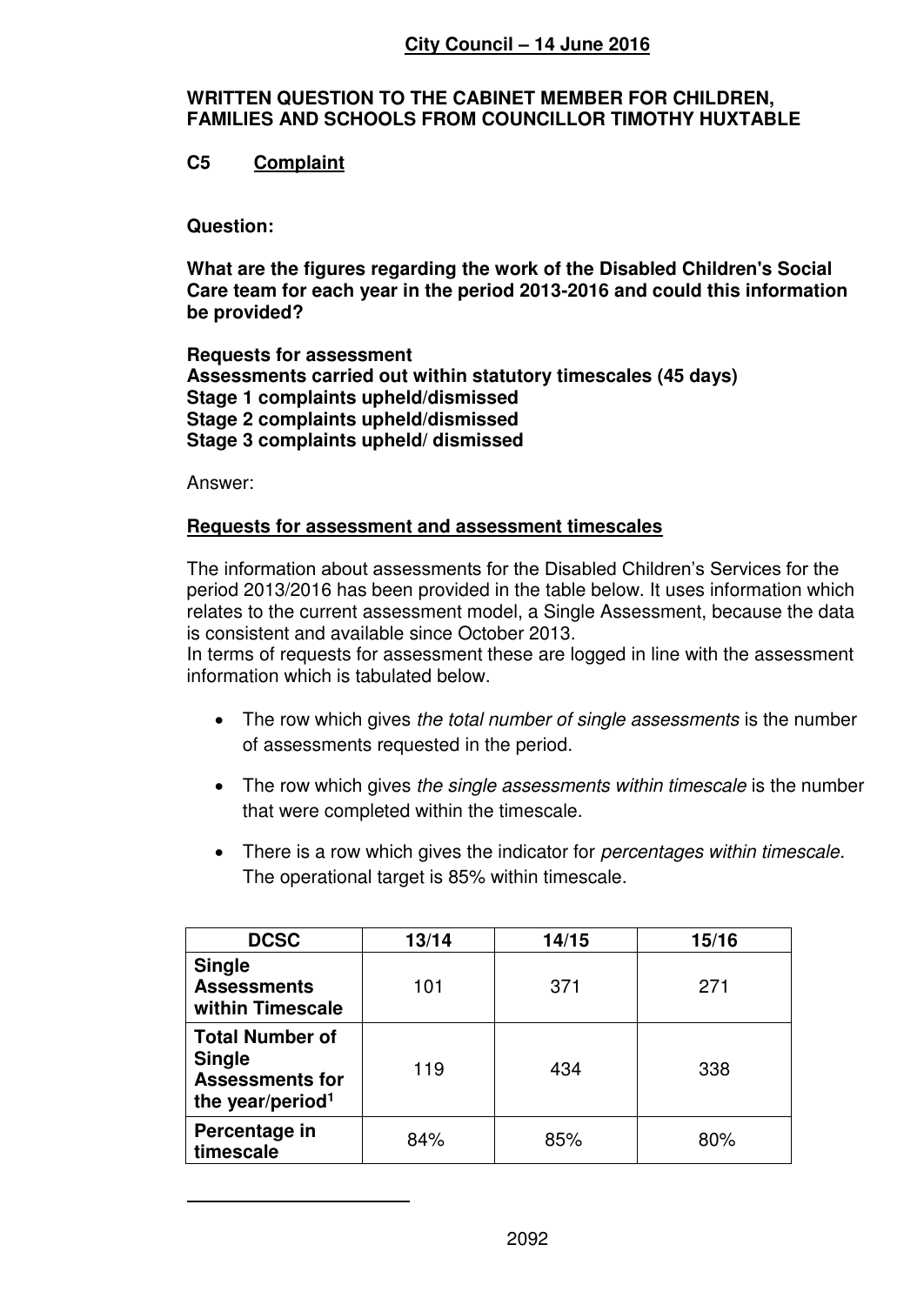**City Council – 14 June 2016**

**WRITTEN QUESTION TO THE CABINET MEMBER FOR CHILDREN, FAMILIES AND SCHOOLS FROM COUNCILLOR TIMOTHY HUXTABLE**

**C5 Complaint**

**Question:**

**What are the figures regarding the work of the Disabled Children's Social Care team for each year in the period 2013-2016 and could this information be provided?**

**Requests for assessment**
**Assessments carried out within statutory timescales (45 days)**
**Stage 1 complaints upheld/dismissed**
**Stage 2 complaints upheld/dismissed**
**Stage 3 complaints upheld/ dismissed**

Answer:

**Requests for assessment and assessment timescales**

The information about assessments for the Disabled Children's Services for the period 2013/2016 has been provided in the table below. It uses information which relates to the current assessment model, a Single Assessment, because the data is consistent and available since October 2013.
In terms of requests for assessment these are logged in line with the assessment information which is tabulated below.

- The row which gives *the total number of single assessments* is the number of assessments requested in the period.
- The row which gives *the single assessments within timescale* is the number that were completed within the timescale.
- There is a row which gives the indicator for *percentages within timescale.* The operational target is 85% within timescale.

| DCSC | 13/14 | 14/15 | 15/16 |
|---|---|---|---|
| **Single Assessments within Timescale** | 101 | 371 | 271 |
| **Total Number of Single Assessments for the year/period[1]** | 119 | 434 | 338 |
| **Percentage in timescale** | 84% | 85% | 80% |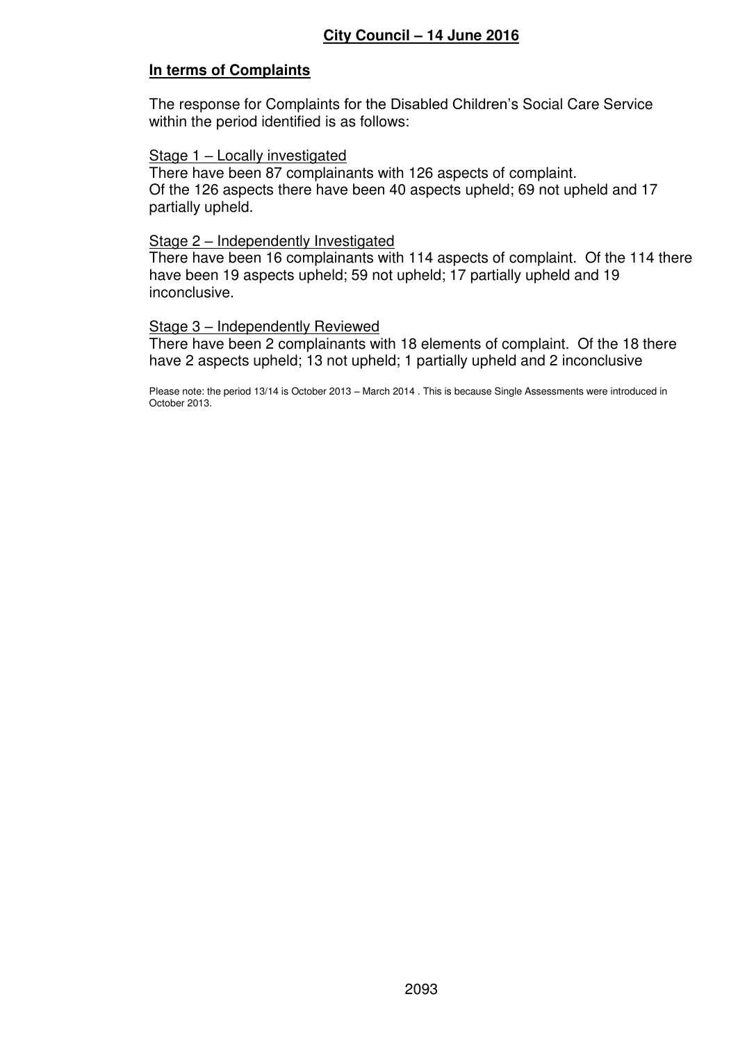## In terms of Complaints

The response for Complaints for the Disabled Children's Social Care Service within the period identified is as follows:

Stage 1 – Locally investigated
There have been 87 complainants with 126 aspects of complaint.
Of the 126 aspects there have been 40 aspects upheld; 69 not upheld and 17 partially upheld.

Stage 2 – Independently Investigated
There have been 16 complainants with 114 aspects of complaint. Of the 114 there have been 19 aspects upheld; 59 not upheld; 17 partially upheld and 19 inconclusive.

Stage 3 – Independently Reviewed
There have been 2 complainants with 18 elements of complaint. Of the 18 there have 2 aspects upheld; 13 not upheld; 1 partially upheld and 2 inconclusive

Please note: the period 13/14 is October 2013 – March 2014 . This is because Single Assessments were introduced in October 2013.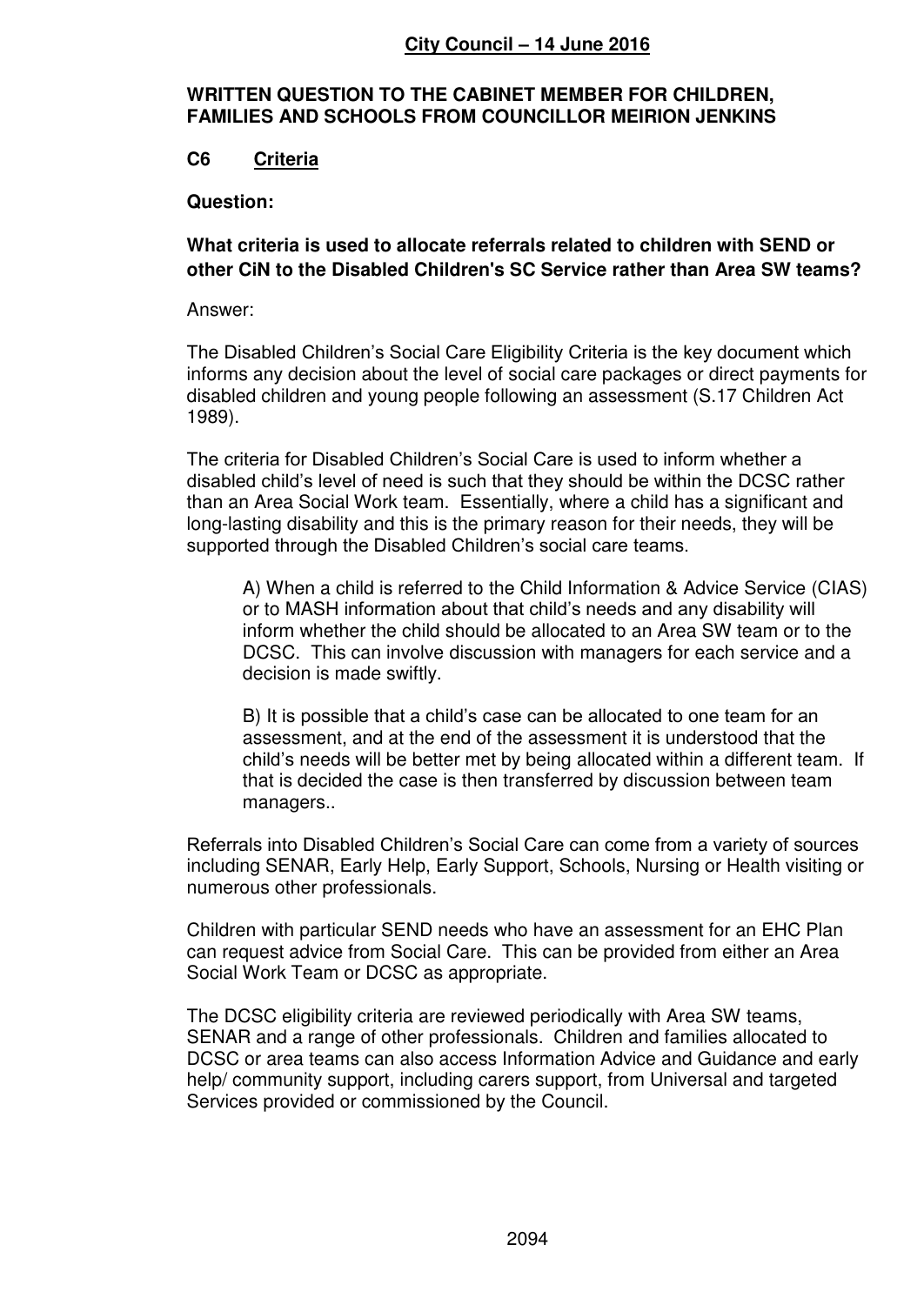**City Council – 14 June 2016**

**WRITTEN QUESTION TO THE CABINET MEMBER FOR CHILDREN, FAMILIES AND SCHOOLS FROM COUNCILLOR MEIRION JENKINS**

**C6 Criteria**

**Question:**

**What criteria is used to allocate referrals related to children with SEND or other CiN to the Disabled Children's SC Service rather than Area SW teams?**

Answer:

The Disabled Children's Social Care Eligibility Criteria is the key document which informs any decision about the level of social care packages or direct payments for disabled children and young people following an assessment (S.17 Children Act 1989).

The criteria for Disabled Children's Social Care is used to inform whether a disabled child's level of need is such that they should be within the DCSC rather than an Area Social Work team. Essentially, where a child has a significant and long-lasting disability and this is the primary reason for their needs, they will be supported through the Disabled Children's social care teams.

> A) When a child is referred to the Child Information & Advice Service (CIAS) or to MASH information about that child's needs and any disability will inform whether the child should be allocated to an Area SW team or to the DCSC. This can involve discussion with managers for each service and a decision is made swiftly.
>
> B) It is possible that a child's case can be allocated to one team for an assessment, and at the end of the assessment it is understood that the child's needs will be better met by being allocated within a different team. If that is decided the case is then transferred by discussion between team managers..

Referrals into Disabled Children's Social Care can come from a variety of sources including SENAR, Early Help, Early Support, Schools, Nursing or Health visiting or numerous other professionals.

Children with particular SEND needs who have an assessment for an EHC Plan can request advice from Social Care. This can be provided from either an Area Social Work Team or DCSC as appropriate.

The DCSC eligibility criteria are reviewed periodically with Area SW teams, SENAR and a range of other professionals. Children and families allocated to DCSC or area teams can also access Information Advice and Guidance and early help/ community support, including carers support, from Universal and targeted Services provided or commissioned by the Council.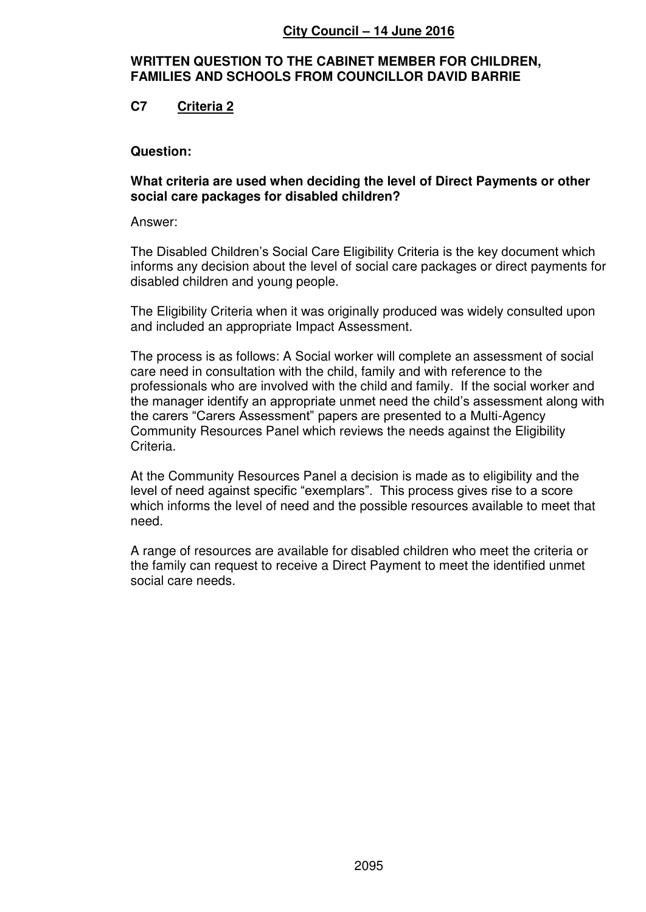**City Council – 14 June 2016**

**WRITTEN QUESTION TO THE CABINET MEMBER FOR CHILDREN, FAMILIES AND SCHOOLS FROM COUNCILLOR DAVID BARRIE**

**C7 Criteria 2**

**Question:**

**What criteria are used when deciding the level of Direct Payments or other social care packages for disabled children?**

Answer:

The Disabled Children's Social Care Eligibility Criteria is the key document which informs any decision about the level of social care packages or direct payments for disabled children and young people.

The Eligibility Criteria when it was originally produced was widely consulted upon and included an appropriate Impact Assessment.

The process is as follows: A Social worker will complete an assessment of social care need in consultation with the child, family and with reference to the professionals who are involved with the child and family. If the social worker and the manager identify an appropriate unmet need the child's assessment along with the carers "Carers Assessment" papers are presented to a Multi-Agency Community Resources Panel which reviews the needs against the Eligibility Criteria.

At the Community Resources Panel a decision is made as to eligibility and the level of need against specific "exemplars". This process gives rise to a score which informs the level of need and the possible resources available to meet that need.

A range of resources are available for disabled children who meet the criteria or the family can request to receive a Direct Payment to meet the identified unmet social care needs.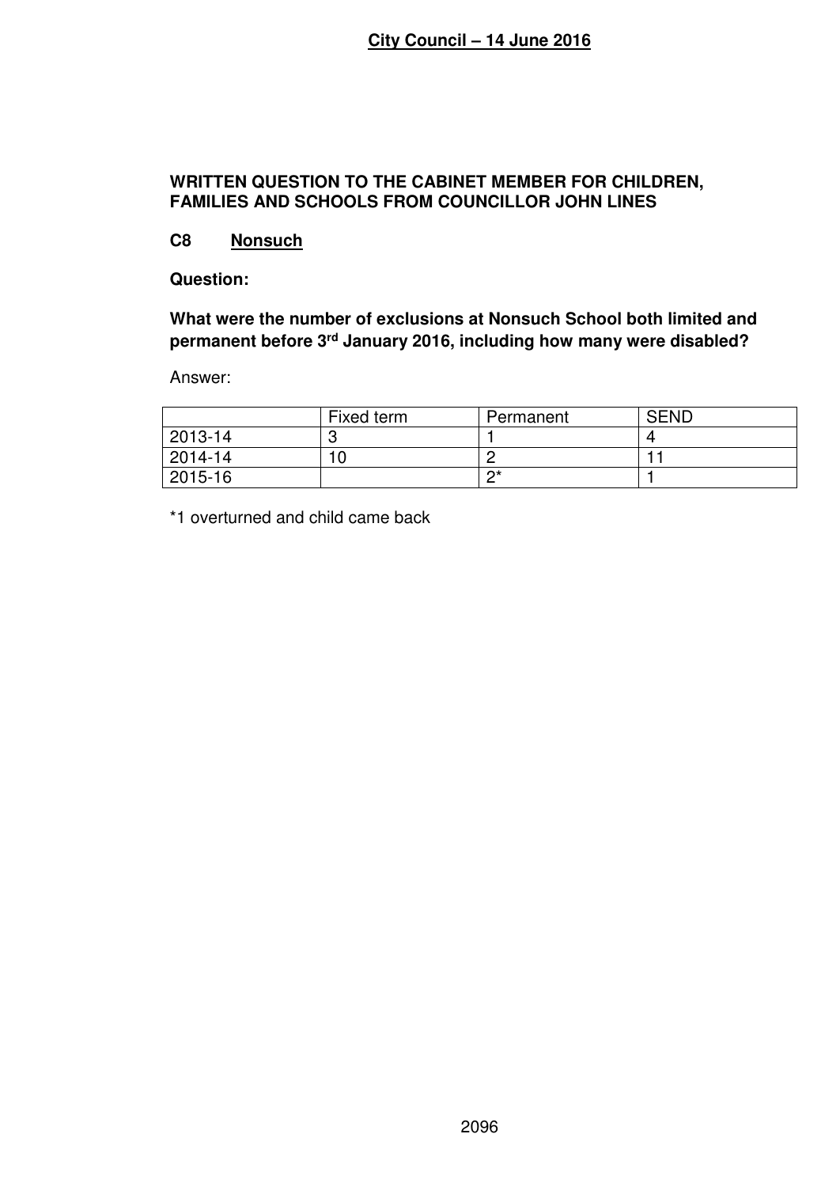**City Council – 14 June 2016**

**WRITTEN QUESTION TO THE CABINET MEMBER FOR CHILDREN, FAMILIES AND SCHOOLS FROM COUNCILLOR JOHN LINES**

**C8 Nonsuch**

**Question:**

**What were the number of exclusions at Nonsuch School both limited and permanent before 3rd January 2016, including how many were disabled?**

Answer:

| | Fixed term | Permanent | SEND |
|---|---|---|---|
| 2013-14 | 3 | 1 | 4 |
| 2014-14 | 10 | 2 | 11 |
| 2015-16 | | 2* | 1 |

*1 overturned and child came back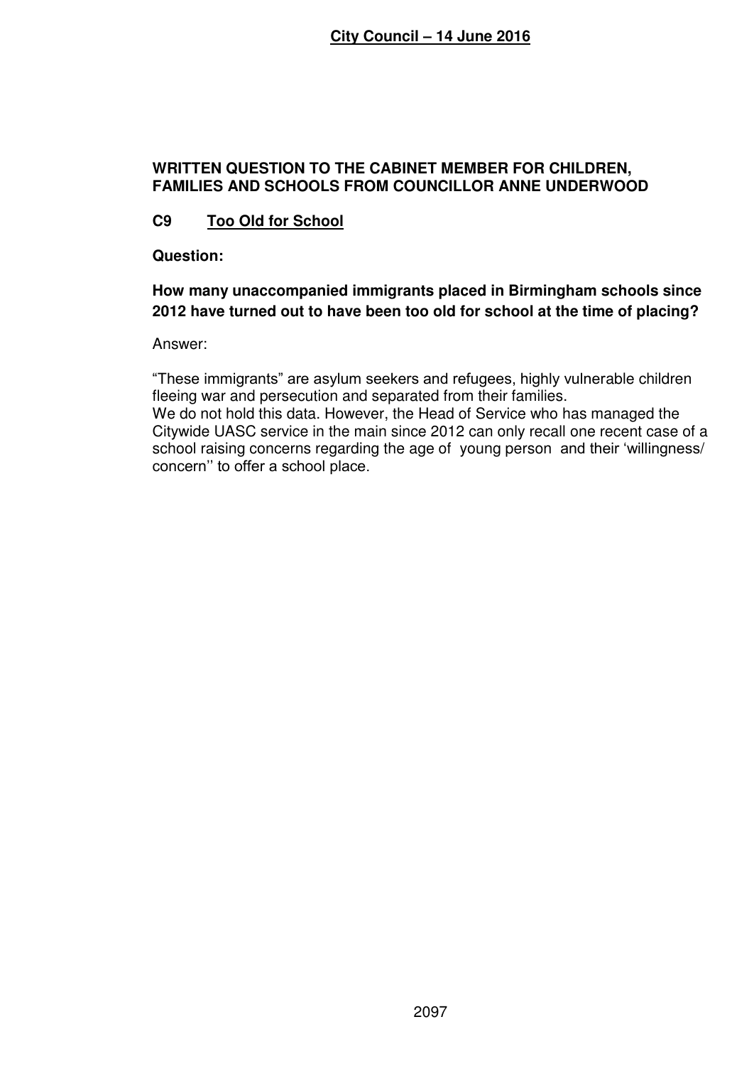**WRITTEN QUESTION TO THE CABINET MEMBER FOR CHILDREN, FAMILIES AND SCHOOLS FROM COUNCILLOR ANNE UNDERWOOD**

**C9 Too Old for School**

**Question:**

**How many unaccompanied immigrants placed in Birmingham schools since 2012 have turned out to have been too old for school at the time of placing?**

Answer:

"These immigrants" are asylum seekers and refugees, highly vulnerable children fleeing war and persecution and separated from their families.
We do not hold this data. However, the Head of Service who has managed the Citywide UASC service in the main since 2012 can only recall one recent case of a school raising concerns regarding the age of young person and their 'willingness/ concern'' to offer a school place.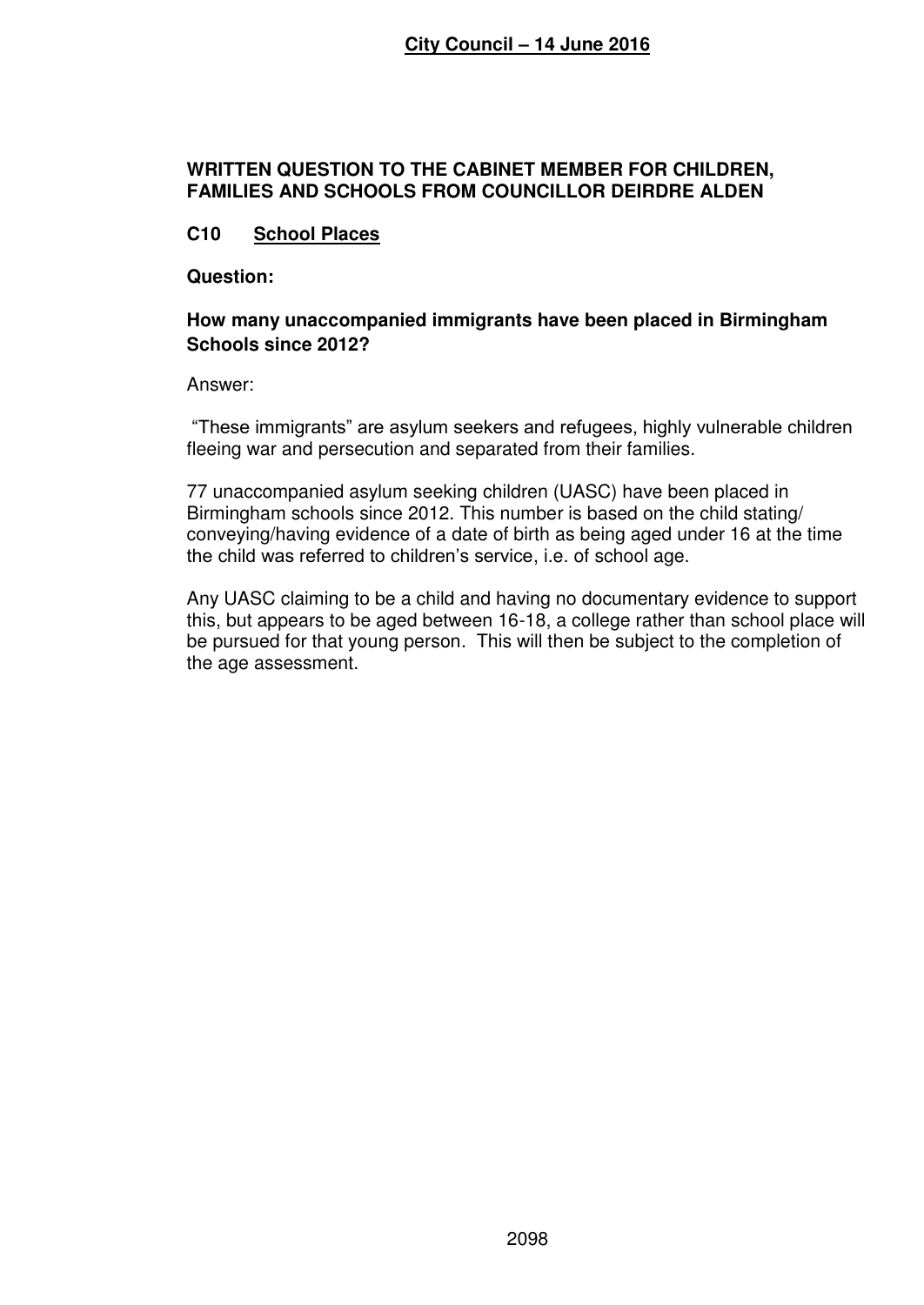**City Council – 14 June 2016**

**WRITTEN QUESTION TO THE CABINET MEMBER FOR CHILDREN, FAMILIES AND SCHOOLS FROM COUNCILLOR DEIRDRE ALDEN**

**C10 School Places**

**Question:**

**How many unaccompanied immigrants have been placed in Birmingham Schools since 2012?**

Answer:

"These immigrants" are asylum seekers and refugees, highly vulnerable children fleeing war and persecution and separated from their families.

77 unaccompanied asylum seeking children (UASC) have been placed in Birmingham schools since 2012. This number is based on the child stating/ conveying/having evidence of a date of birth as being aged under 16 at the time the child was referred to children's service, i.e. of school age.

Any UASC claiming to be a child and having no documentary evidence to support this, but appears to be aged between 16-18, a college rather than school place will be pursued for that young person. This will then be subject to the completion of the age assessment.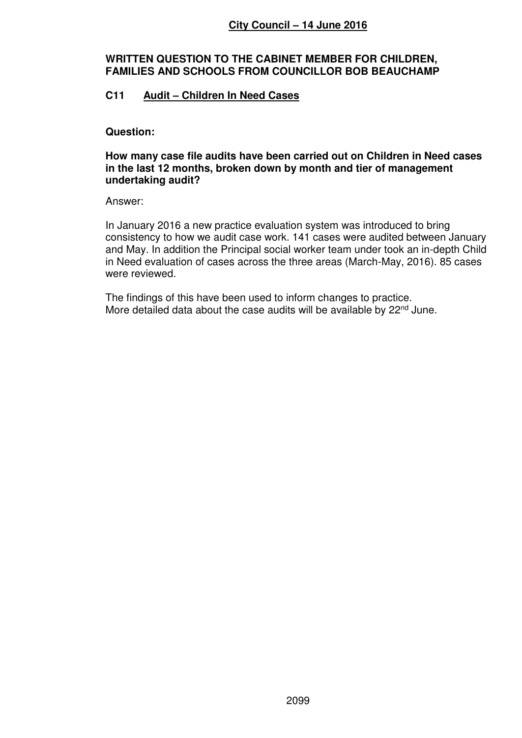**City Council – 14 June 2016**

**WRITTEN QUESTION TO THE CABINET MEMBER FOR CHILDREN, FAMILIES AND SCHOOLS FROM COUNCILLOR BOB BEAUCHAMP**

**C11 Audit – Children In Need Cases**

**Question:**

**How many case file audits have been carried out on Children in Need cases in the last 12 months, broken down by month and tier of management undertaking audit?**

Answer:

In January 2016 a new practice evaluation system was introduced to bring consistency to how we audit case work. 141 cases were audited between January and May. In addition the Principal social worker team under took an in-depth Child in Need evaluation of cases across the three areas (March-May, 2016). 85 cases were reviewed.

The findings of this have been used to inform changes to practice.
More detailed data about the case audits will be available by 22nd June.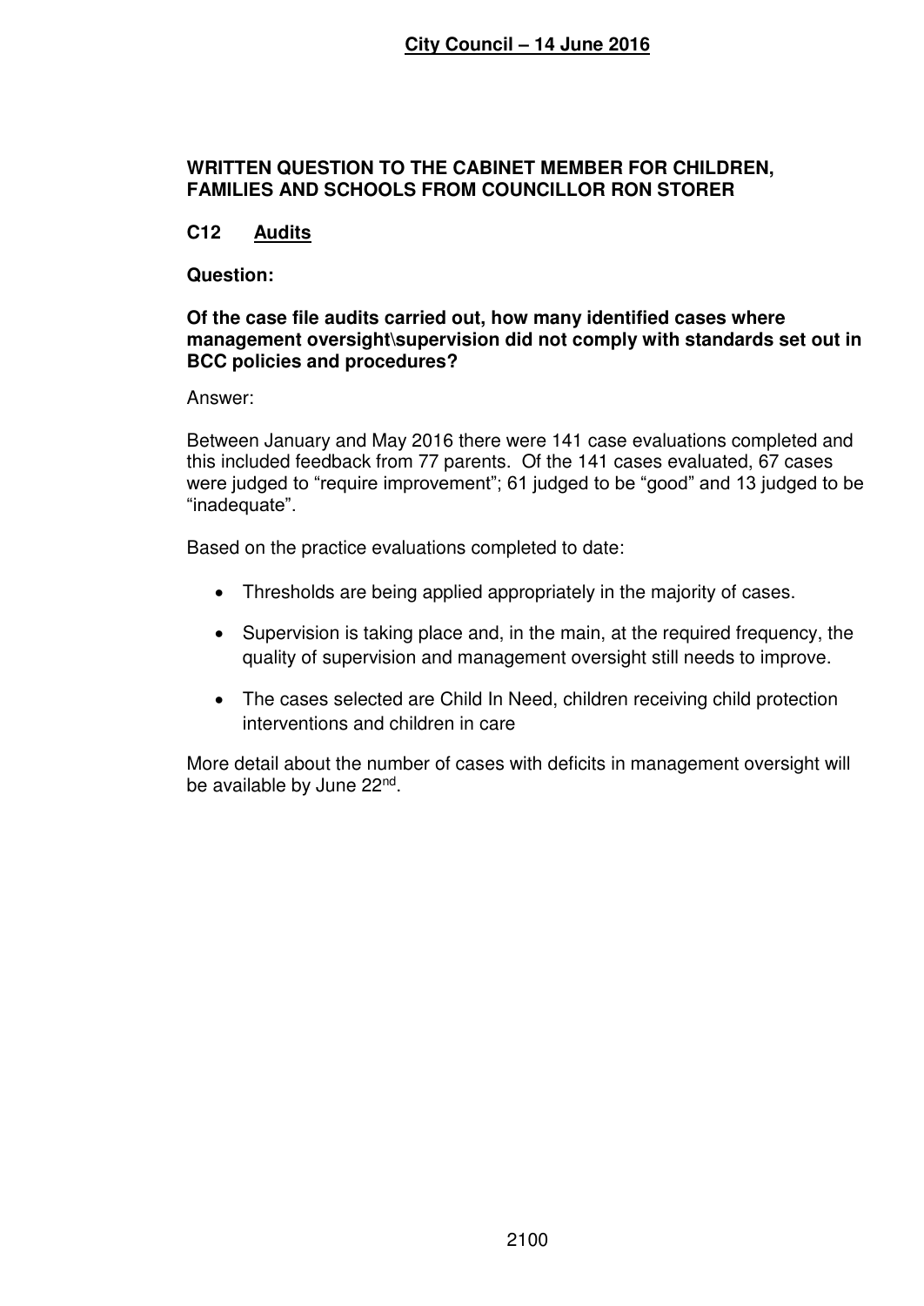## WRITTEN QUESTION TO THE CABINET MEMBER FOR CHILDREN, FAMILIES AND SCHOOLS FROM COUNCILLOR RON STORER

### C12 Audits

**Question:**

**Of the case file audits carried out, how many identified cases where management oversight\supervision did not comply with standards set out in BCC policies and procedures?**

Answer:

Between January and May 2016 there were 141 case evaluations completed and this included feedback from 77 parents. Of the 141 cases evaluated, 67 cases were judged to "require improvement"; 61 judged to be "good" and 13 judged to be "inadequate".

Based on the practice evaluations completed to date:

- Thresholds are being applied appropriately in the majority of cases.
- Supervision is taking place and, in the main, at the required frequency, the quality of supervision and management oversight still needs to improve.
- The cases selected are Child In Need, children receiving child protection interventions and children in care

More detail about the number of cases with deficits in management oversight will be available by June 22nd.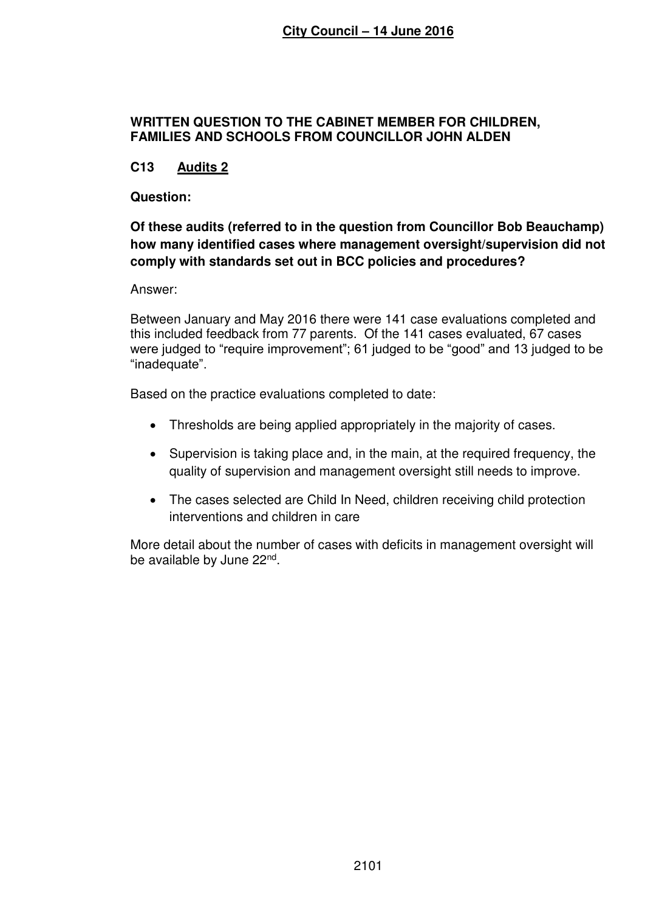**WRITTEN QUESTION TO THE CABINET MEMBER FOR CHILDREN, FAMILIES AND SCHOOLS FROM COUNCILLOR JOHN ALDEN**

**C13 Audits 2**

**Question:**

**Of these audits (referred to in the question from Councillor Bob Beauchamp) how many identified cases where management oversight/supervision did not comply with standards set out in BCC policies and procedures?**

Answer:

Between January and May 2016 there were 141 case evaluations completed and this included feedback from 77 parents. Of the 141 cases evaluated, 67 cases were judged to "require improvement"; 61 judged to be "good" and 13 judged to be "inadequate".

Based on the practice evaluations completed to date:

- Thresholds are being applied appropriately in the majority of cases.
- Supervision is taking place and, in the main, at the required frequency, the quality of supervision and management oversight still needs to improve.
- The cases selected are Child In Need, children receiving child protection interventions and children in care

More detail about the number of cases with deficits in management oversight will be available by June 22nd.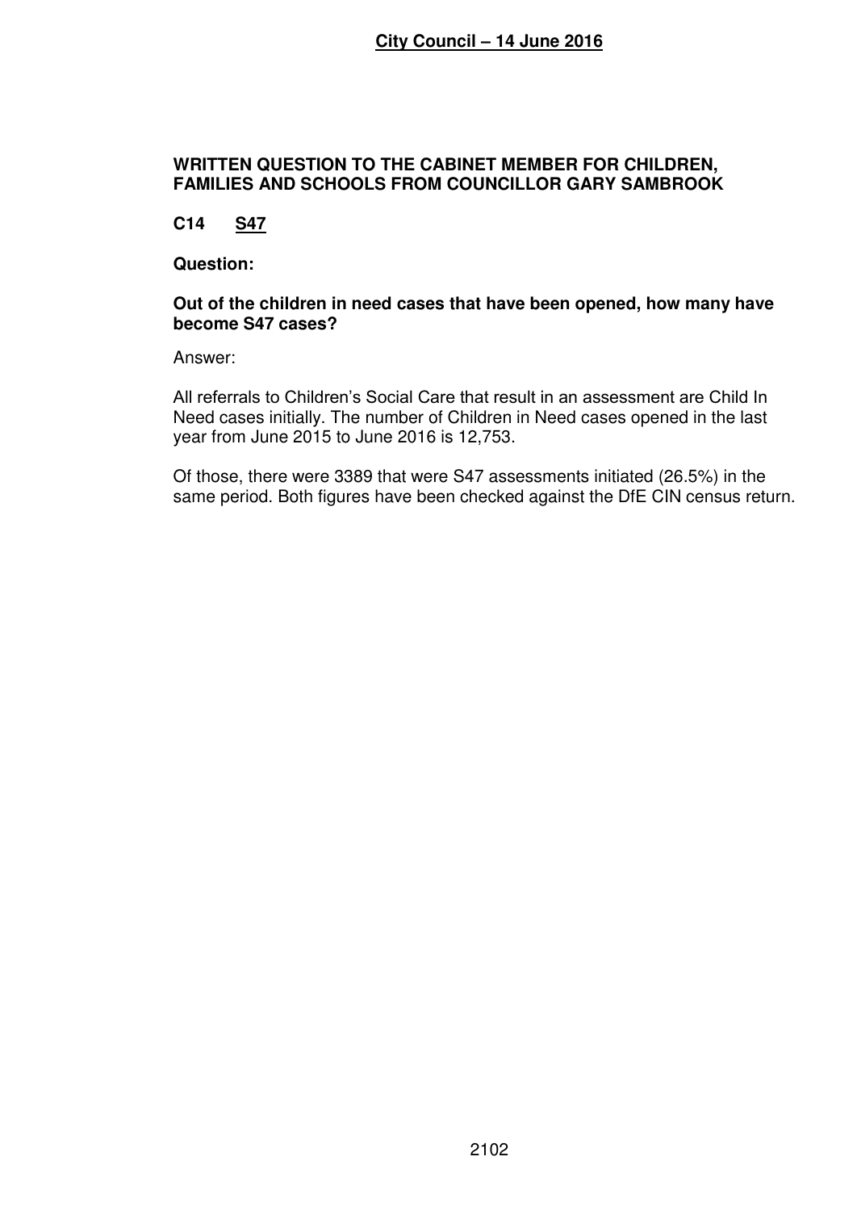**City Council – 14 June 2016**

**WRITTEN QUESTION TO THE CABINET MEMBER FOR CHILDREN, FAMILIES AND SCHOOLS FROM COUNCILLOR GARY SAMBROOK**

**C14 S47**

**Question:**

**Out of the children in need cases that have been opened, how many have become S47 cases?**

Answer:

All referrals to Children's Social Care that result in an assessment are Child In Need cases initially. The number of Children in Need cases opened in the last year from June 2015 to June 2016 is 12,753.

Of those, there were 3389 that were S47 assessments initiated (26.5%) in the same period. Both figures have been checked against the DfE CIN census return.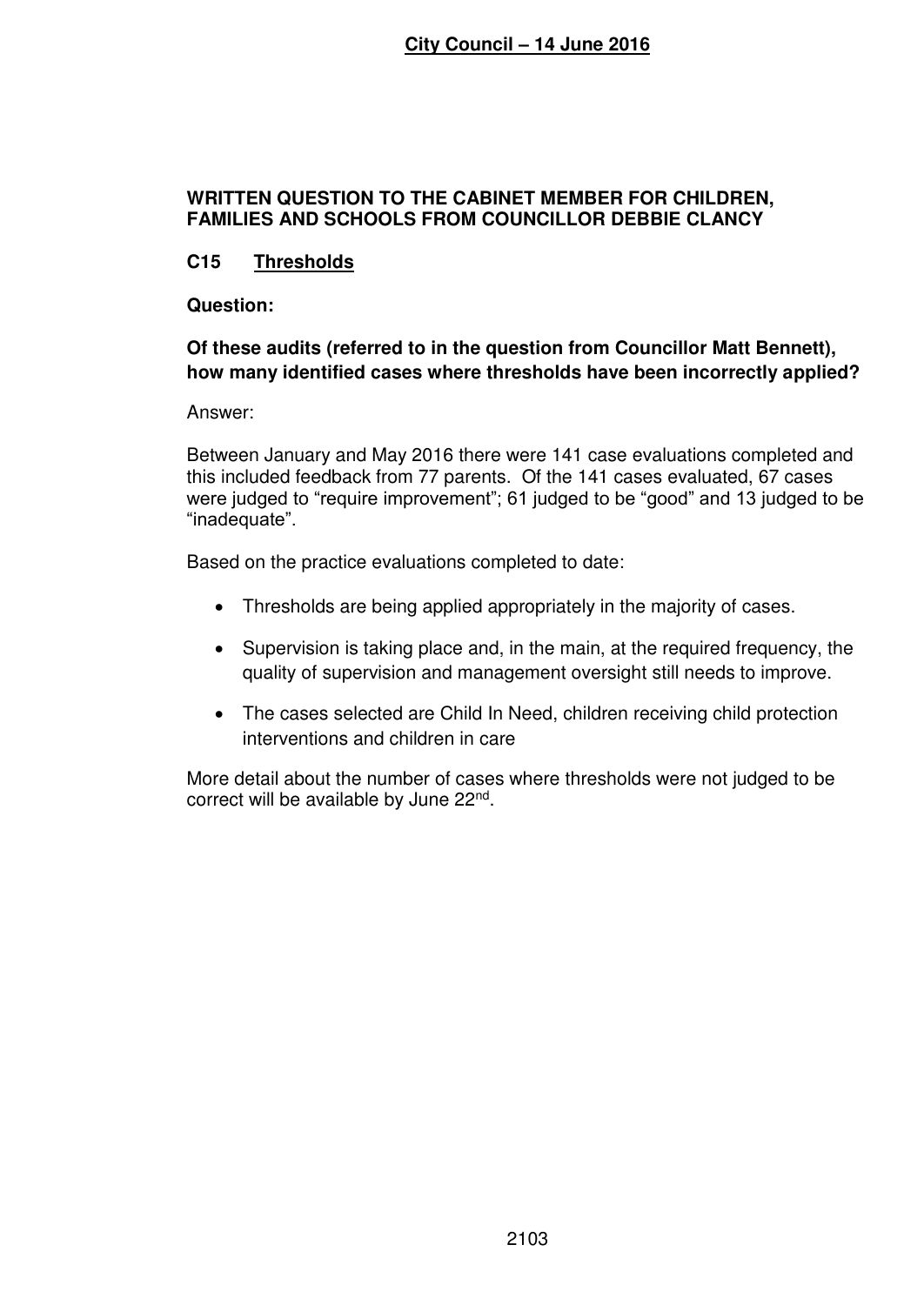**City Council – 14 June 2016**

## WRITTEN QUESTION TO THE CABINET MEMBER FOR CHILDREN, FAMILIES AND SCHOOLS FROM COUNCILLOR DEBBIE CLANCY

### C15 Thresholds

**Question:**

**Of these audits (referred to in the question from Councillor Matt Bennett), how many identified cases where thresholds have been incorrectly applied?**

Answer:

Between January and May 2016 there were 141 case evaluations completed and this included feedback from 77 parents. Of the 141 cases evaluated, 67 cases were judged to "require improvement"; 61 judged to be "good" and 13 judged to be "inadequate".

Based on the practice evaluations completed to date:

- Thresholds are being applied appropriately in the majority of cases.
- Supervision is taking place and, in the main, at the required frequency, the quality of supervision and management oversight still needs to improve.
- The cases selected are Child In Need, children receiving child protection interventions and children in care

More detail about the number of cases where thresholds were not judged to be correct will be available by June 22nd.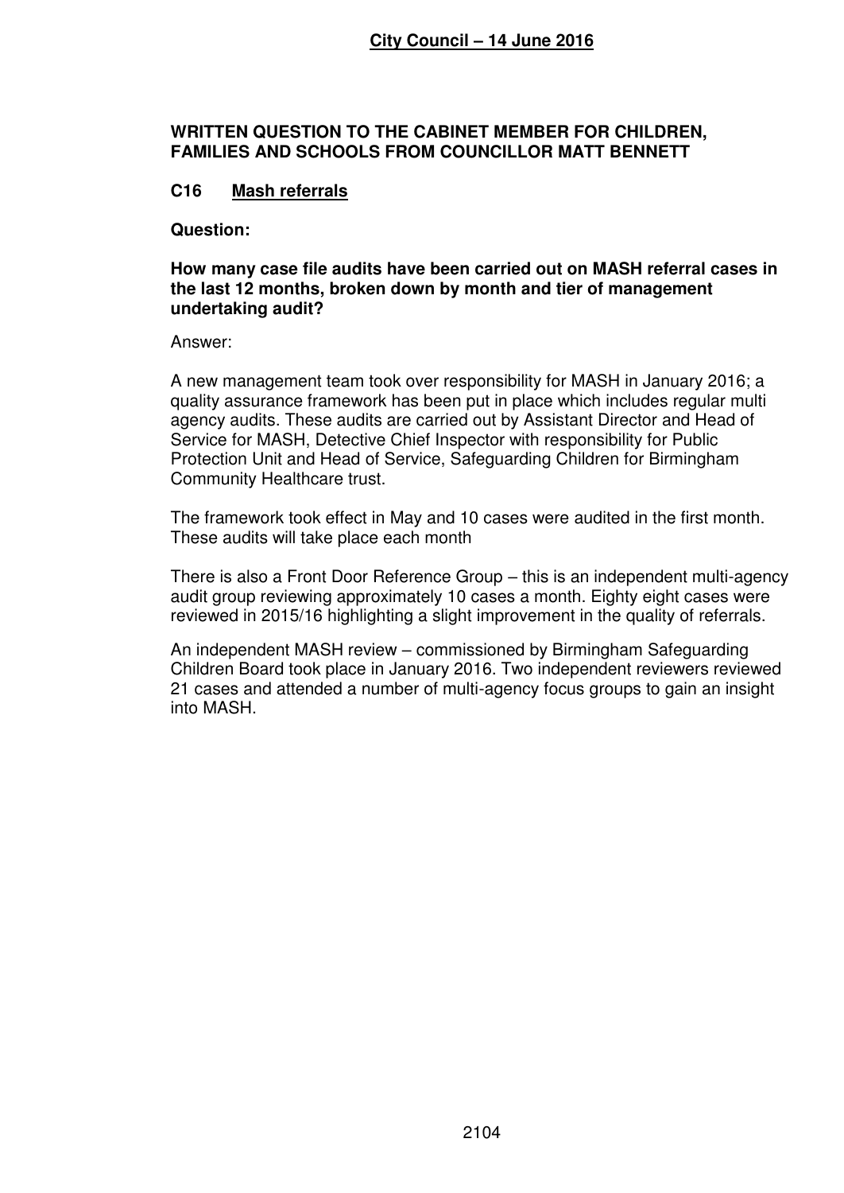**City Council – 14 June 2016**

## WRITTEN QUESTION TO THE CABINET MEMBER FOR CHILDREN, FAMILIES AND SCHOOLS FROM COUNCILLOR MATT BENNETT

### C16 Mash referrals

**Question:**

**How many case file audits have been carried out on MASH referral cases in the last 12 months, broken down by month and tier of management undertaking audit?**

Answer:

A new management team took over responsibility for MASH in January 2016; a quality assurance framework has been put in place which includes regular multi agency audits. These audits are carried out by Assistant Director and Head of Service for MASH, Detective Chief Inspector with responsibility for Public Protection Unit and Head of Service, Safeguarding Children for Birmingham Community Healthcare trust.

The framework took effect in May and 10 cases were audited in the first month. These audits will take place each month

There is also a Front Door Reference Group – this is an independent multi-agency audit group reviewing approximately 10 cases a month. Eighty eight cases were reviewed in 2015/16 highlighting a slight improvement in the quality of referrals.

An independent MASH review – commissioned by Birmingham Safeguarding Children Board took place in January 2016. Two independent reviewers reviewed 21 cases and attended a number of multi-agency focus groups to gain an insight into MASH.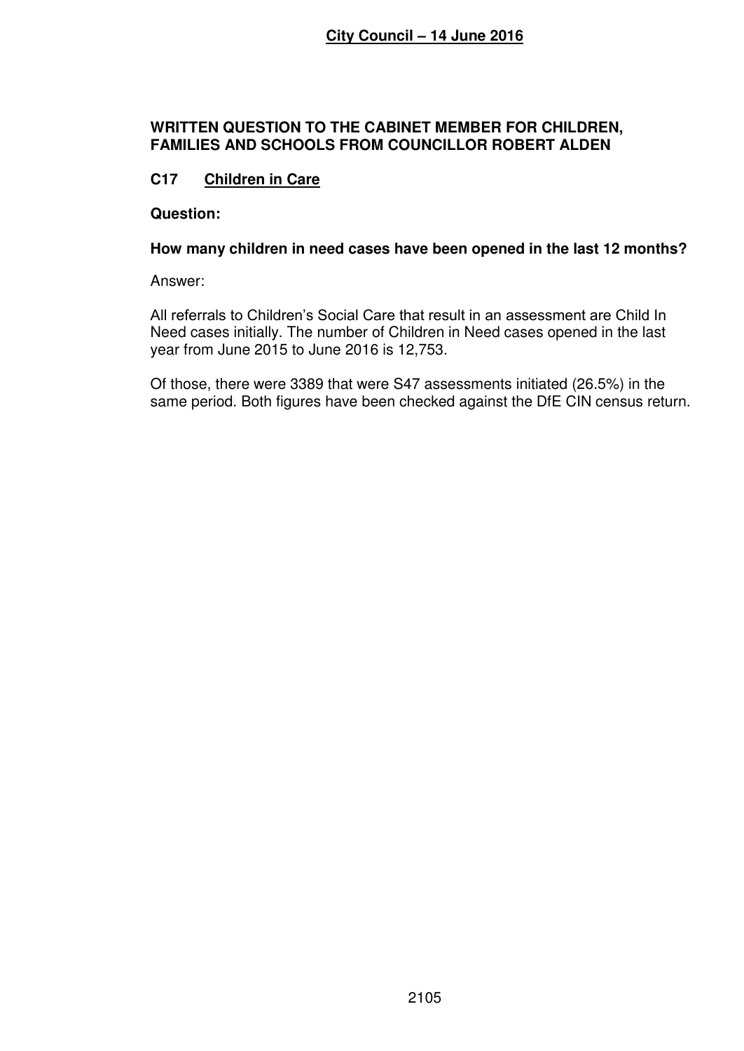**WRITTEN QUESTION TO THE CABINET MEMBER FOR CHILDREN, FAMILIES AND SCHOOLS FROM COUNCILLOR ROBERT ALDEN**

**C17 Children in Care**

**Question:**

**How many children in need cases have been opened in the last 12 months?**

Answer:

All referrals to Children's Social Care that result in an assessment are Child In Need cases initially. The number of Children in Need cases opened in the last year from June 2015 to June 2016 is 12,753.

Of those, there were 3389 that were S47 assessments initiated (26.5%) in the same period. Both figures have been checked against the DfE CIN census return.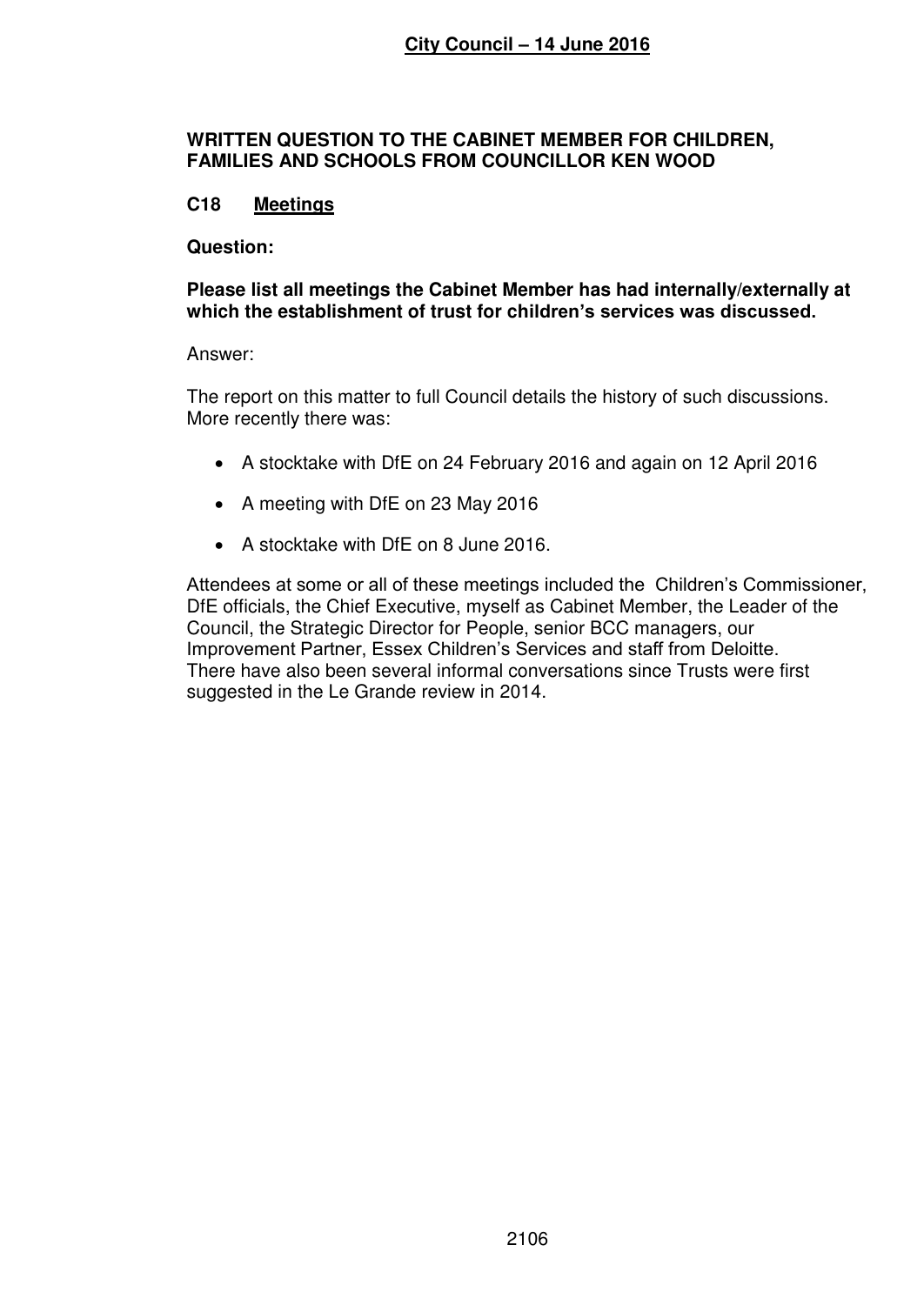**City Council – 14 June 2016**

**WRITTEN QUESTION TO THE CABINET MEMBER FOR CHILDREN, FAMILIES AND SCHOOLS FROM COUNCILLOR KEN WOOD**

**C18 Meetings**

**Question:**

**Please list all meetings the Cabinet Member has had internally/externally at which the establishment of trust for children's services was discussed.**

Answer:

The report on this matter to full Council details the history of such discussions. More recently there was:

- A stocktake with DfE on 24 February 2016 and again on 12 April 2016
- A meeting with DfE on 23 May 2016
- A stocktake with DfE on 8 June 2016.

Attendees at some or all of these meetings included the Children's Commissioner, DfE officials, the Chief Executive, myself as Cabinet Member, the Leader of the Council, the Strategic Director for People, senior BCC managers, our Improvement Partner, Essex Children's Services and staff from Deloitte. There have also been several informal conversations since Trusts were first suggested in the Le Grande review in 2014.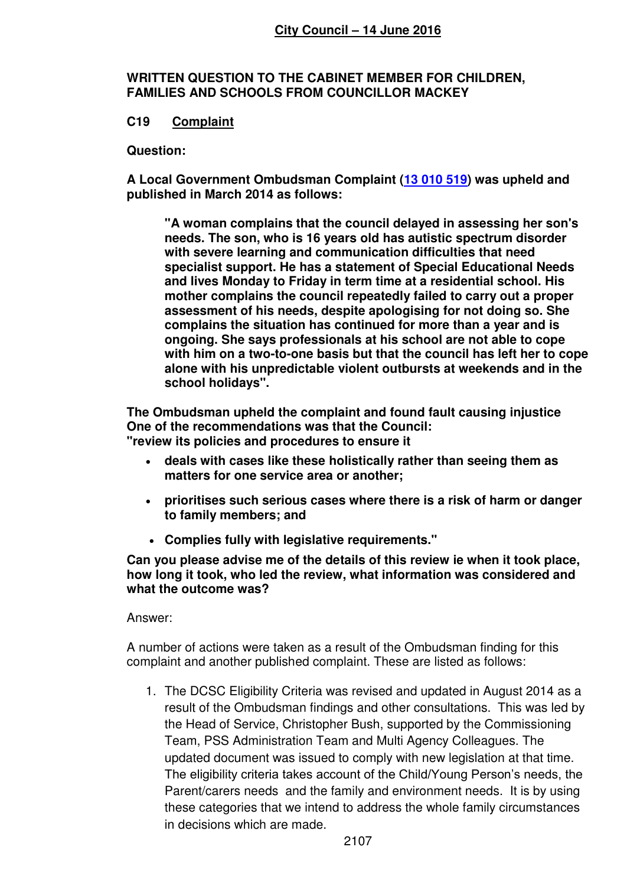**City Council – 14 June 2016**

**WRITTEN QUESTION TO THE CABINET MEMBER FOR CHILDREN, FAMILIES AND SCHOOLS FROM COUNCILLOR MACKEY**

**C19 Complaint**

**Question:**

**A Local Government Ombudsman Complaint (13 010 519) was upheld and published in March 2014 as follows:**

> **"A woman complains that the council delayed in assessing her son's needs. The son, who is 16 years old has autistic spectrum disorder with severe learning and communication difficulties that need specialist support. He has a statement of Special Educational Needs and lives Monday to Friday in term time at a residential school. His mother complains the council repeatedly failed to carry out a proper assessment of his needs, despite apologising for not doing so. She complains the situation has continued for more than a year and is ongoing. She says professionals at his school are not able to cope with him on a two-to-one basis but that the council has left her to cope alone with his unpredictable violent outbursts at weekends and in the school holidays".**

**The Ombudsman upheld the complaint and found fault causing injustice One of the recommendations was that the Council:**
**"review its policies and procedures to ensure it**

- **deals with cases like these holistically rather than seeing them as matters for one service area or another;**
- **prioritises such serious cases where there is a risk of harm or danger to family members; and**
- **Complies fully with legislative requirements."**

**Can you please advise me of the details of this review ie when it took place, how long it took, who led the review, what information was considered and what the outcome was?**

Answer:

A number of actions were taken as a result of the Ombudsman finding for this complaint and another published complaint. These are listed as follows:

1. The DCSC Eligibility Criteria was revised and updated in August 2014 as a result of the Ombudsman findings and other consultations. This was led by the Head of Service, Christopher Bush, supported by the Commissioning Team, PSS Administration Team and Multi Agency Colleagues. The updated document was issued to comply with new legislation at that time. The eligibility criteria takes account of the Child/Young Person's needs, the Parent/carers needs and the family and environment needs. It is by using these categories that we intend to address the whole family circumstances in decisions which are made.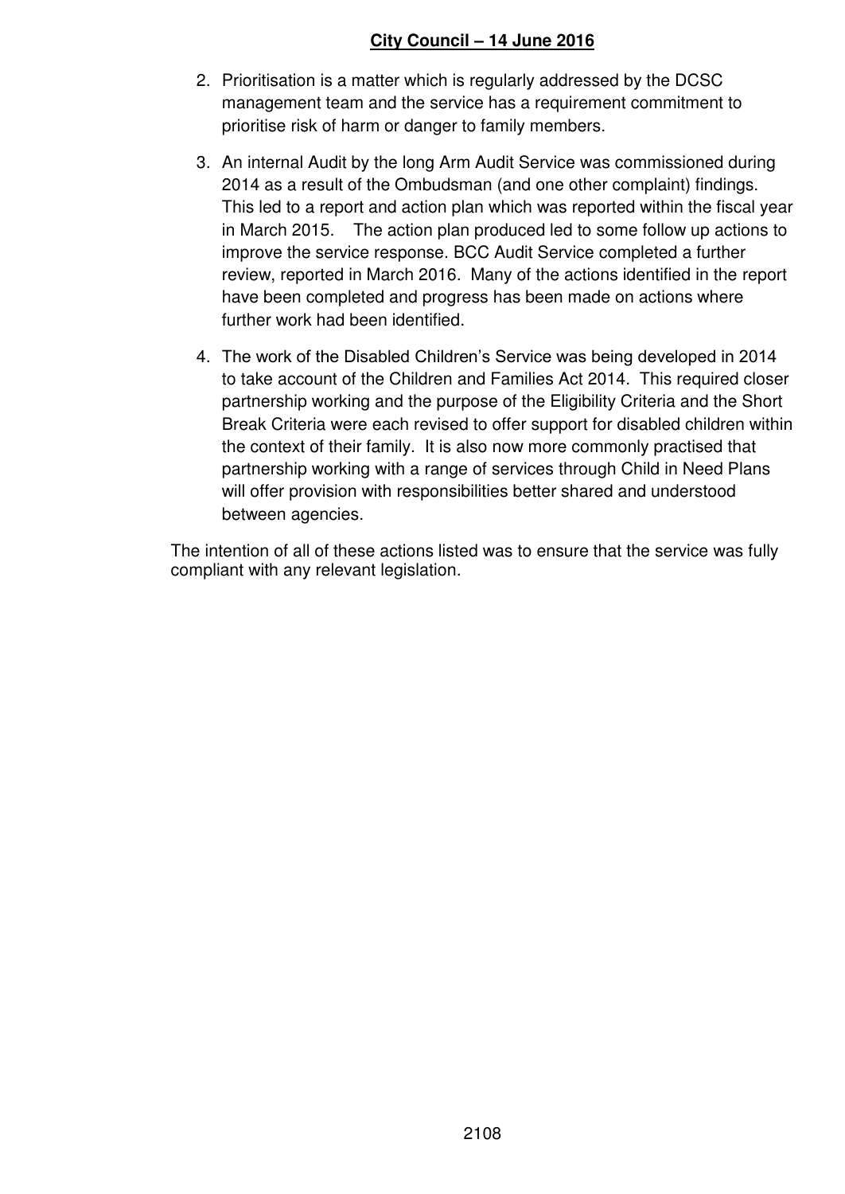2. Prioritisation is a matter which is regularly addressed by the DCSC management team and the service has a requirement commitment to prioritise risk of harm or danger to family members.

3. An internal Audit by the long Arm Audit Service was commissioned during 2014 as a result of the Ombudsman (and one other complaint) findings. This led to a report and action plan which was reported within the fiscal year in March 2015. The action plan produced led to some follow up actions to improve the service response. BCC Audit Service completed a further review, reported in March 2016. Many of the actions identified in the report have been completed and progress has been made on actions where further work had been identified.

4. The work of the Disabled Children's Service was being developed in 2014 to take account of the Children and Families Act 2014. This required closer partnership working and the purpose of the Eligibility Criteria and the Short Break Criteria were each revised to offer support for disabled children within the context of their family. It is also now more commonly practised that partnership working with a range of services through Child in Need Plans will offer provision with responsibilities better shared and understood between agencies.

The intention of all of these actions listed was to ensure that the service was fully compliant with any relevant legislation.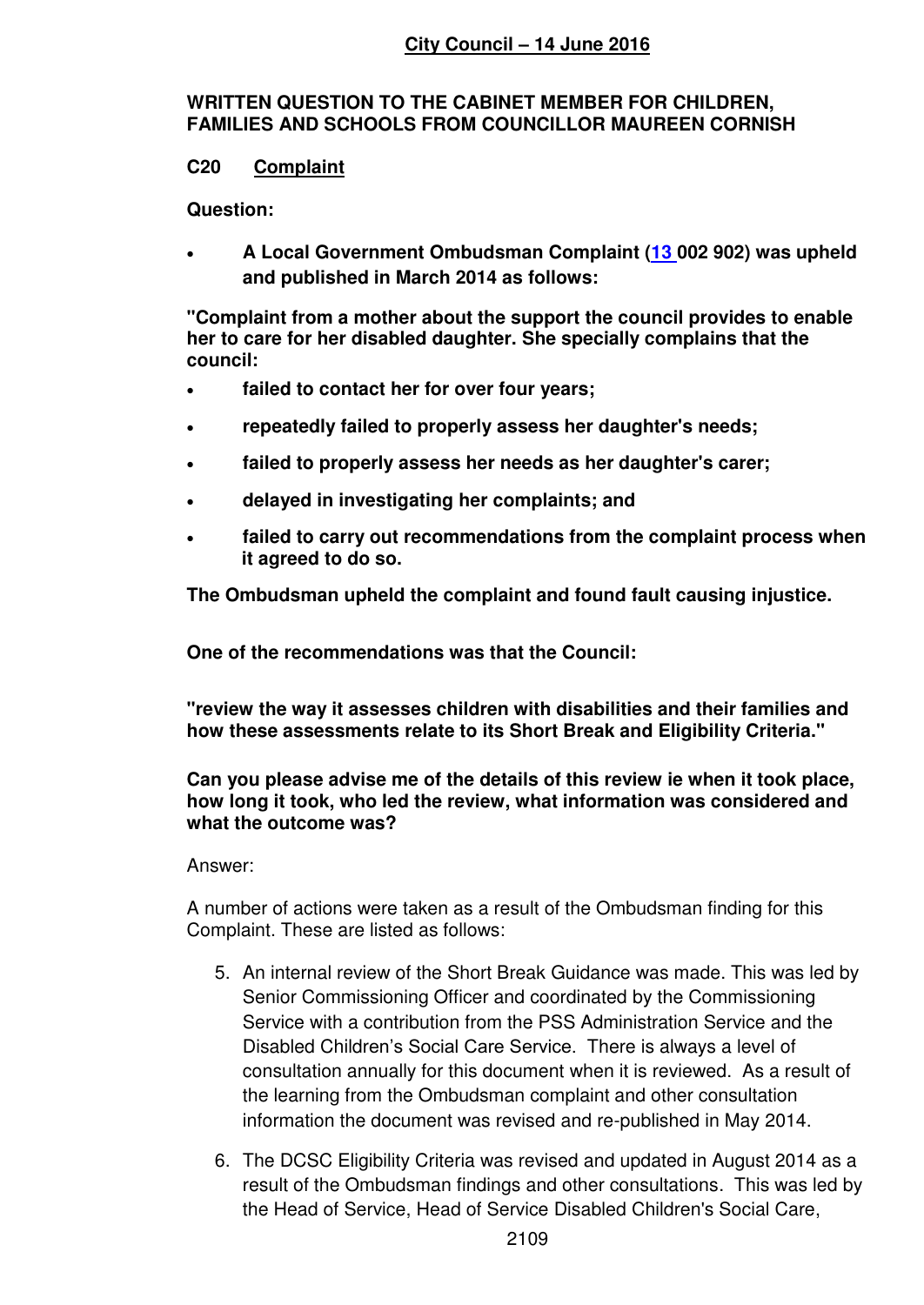**City Council – 14 June 2016**

**WRITTEN QUESTION TO THE CABINET MEMBER FOR CHILDREN, FAMILIES AND SCHOOLS FROM COUNCILLOR MAUREEN CORNISH**

**C20 Complaint**

**Question:**

- **A Local Government Ombudsman Complaint (13 002 902) was upheld and published in March 2014 as follows:**

**"Complaint from a mother about the support the council provides to enable her to care for her disabled daughter. She specially complains that the council:**

- **failed to contact her for over four years;**
- **repeatedly failed to properly assess her daughter's needs;**
- **failed to properly assess her needs as her daughter's carer;**
- **delayed in investigating her complaints; and**
- **failed to carry out recommendations from the complaint process when it agreed to do so.**

**The Ombudsman upheld the complaint and found fault causing injustice.**

**One of the recommendations was that the Council:**

**"review the way it assesses children with disabilities and their families and how these assessments relate to its Short Break and Eligibility Criteria."**

**Can you please advise me of the details of this review ie when it took place, how long it took, who led the review, what information was considered and what the outcome was?**

Answer:

A number of actions were taken as a result of the Ombudsman finding for this Complaint. These are listed as follows:

5. An internal review of the Short Break Guidance was made. This was led by Senior Commissioning Officer and coordinated by the Commissioning Service with a contribution from the PSS Administration Service and the Disabled Children's Social Care Service. There is always a level of consultation annually for this document when it is reviewed. As a result of the learning from the Ombudsman complaint and other consultation information the document was revised and re-published in May 2014.
6. The DCSC Eligibility Criteria was revised and updated in August 2014 as a result of the Ombudsman findings and other consultations. This was led by the Head of Service, Head of Service Disabled Children's Social Care,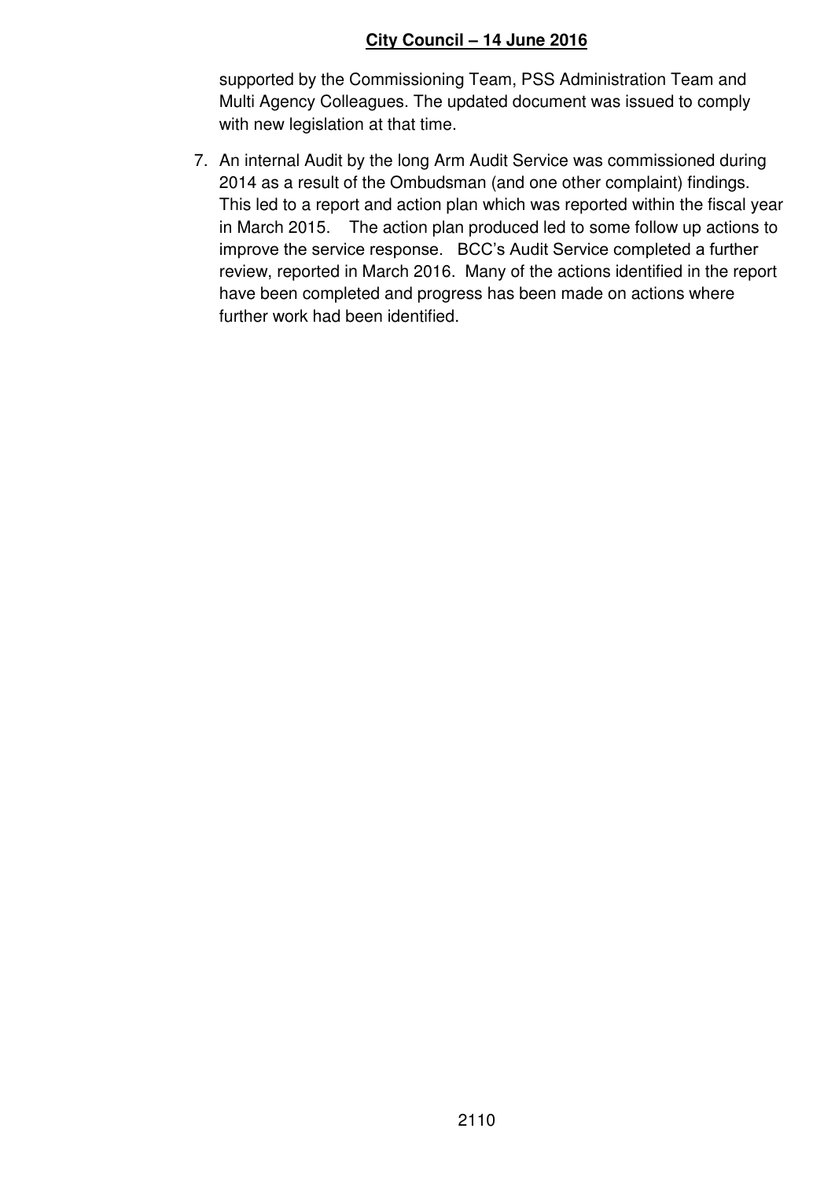supported by the Commissioning Team, PSS Administration Team and Multi Agency Colleagues. The updated document was issued to comply with new legislation at that time.

7. An internal Audit by the long Arm Audit Service was commissioned during 2014 as a result of the Ombudsman (and one other complaint) findings. This led to a report and action plan which was reported within the fiscal year in March 2015. The action plan produced led to some follow up actions to improve the service response. BCC's Audit Service completed a further review, reported in March 2016. Many of the actions identified in the report have been completed and progress has been made on actions where further work had been identified.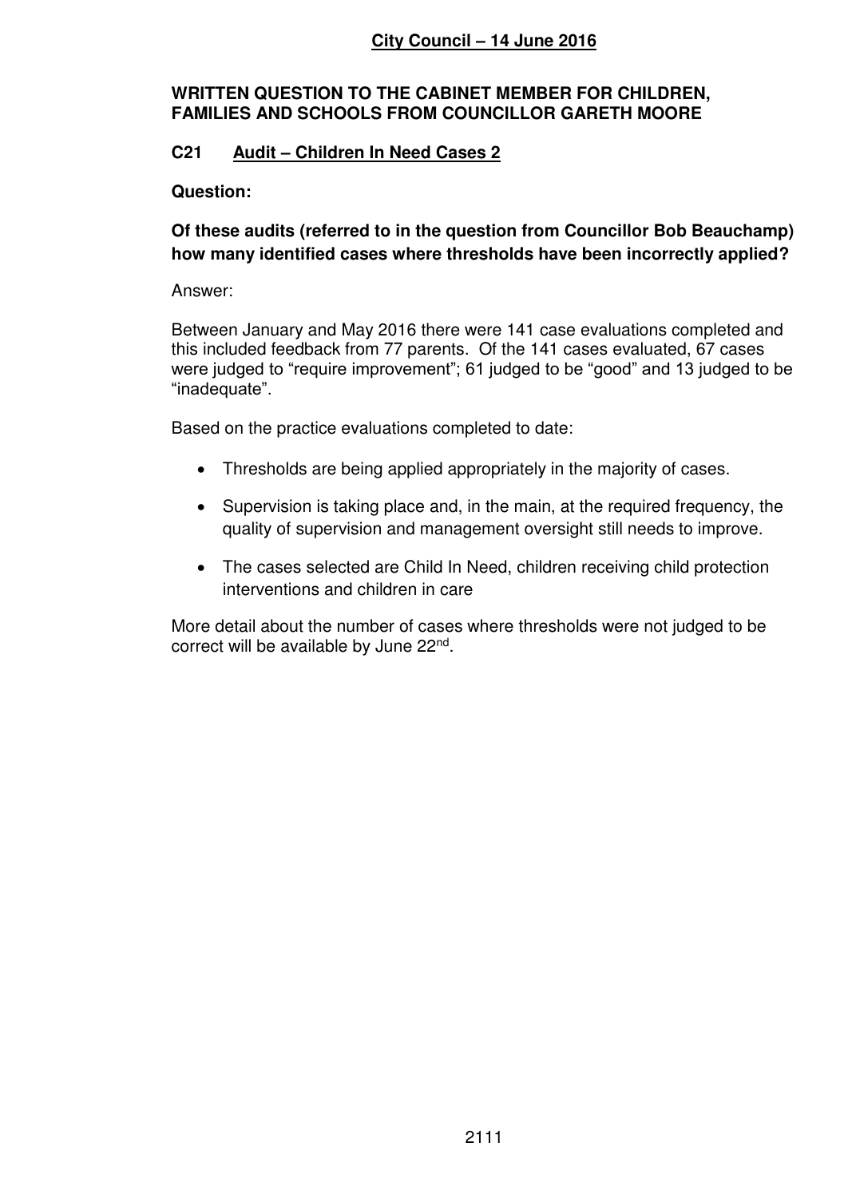**City Council – 14 June 2016**

**WRITTEN QUESTION TO THE CABINET MEMBER FOR CHILDREN, FAMILIES AND SCHOOLS FROM COUNCILLOR GARETH MOORE**

**C21 Audit – Children In Need Cases 2**

**Question:**

**Of these audits (referred to in the question from Councillor Bob Beauchamp) how many identified cases where thresholds have been incorrectly applied?**

Answer:

Between January and May 2016 there were 141 case evaluations completed and this included feedback from 77 parents. Of the 141 cases evaluated, 67 cases were judged to "require improvement"; 61 judged to be "good" and 13 judged to be "inadequate".

Based on the practice evaluations completed to date:

- Thresholds are being applied appropriately in the majority of cases.
- Supervision is taking place and, in the main, at the required frequency, the quality of supervision and management oversight still needs to improve.
- The cases selected are Child In Need, children receiving child protection interventions and children in care

More detail about the number of cases where thresholds were not judged to be correct will be available by June 22nd.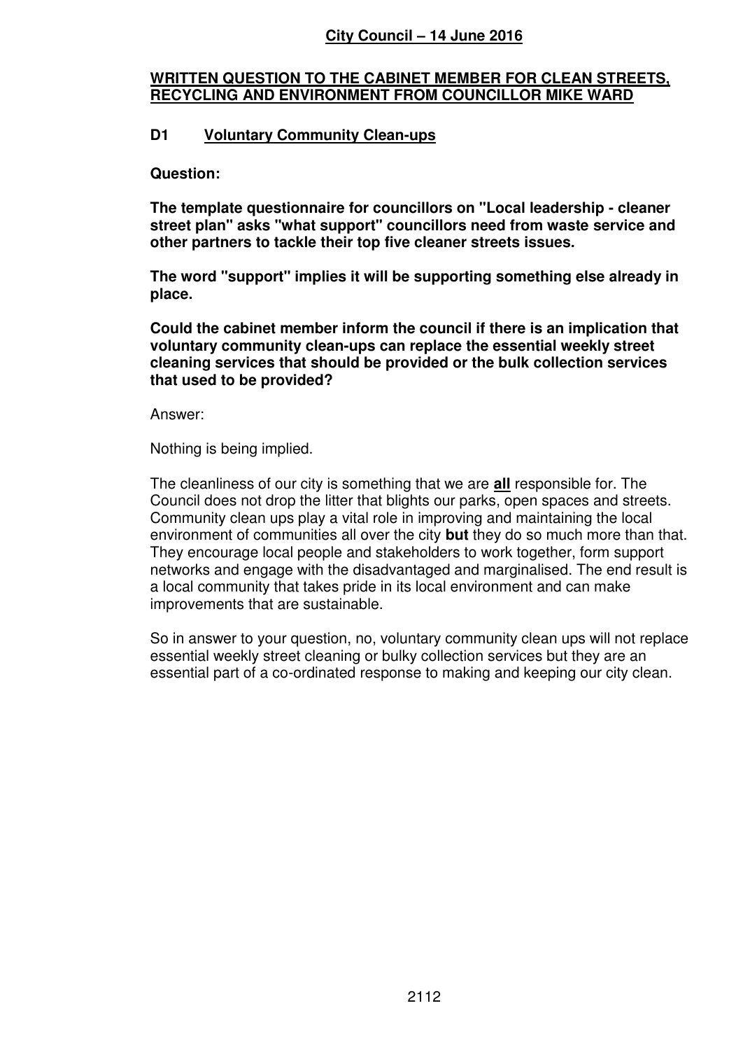**City Council – 14 June 2016**

**WRITTEN QUESTION TO THE CABINET MEMBER FOR CLEAN STREETS, RECYCLING AND ENVIRONMENT FROM COUNCILLOR MIKE WARD**

**D1 Voluntary Community Clean-ups**

**Question:**

**The template questionnaire for councillors on "Local leadership - cleaner street plan" asks "what support" councillors need from waste service and other partners to tackle their top five cleaner streets issues.**

**The word "support" implies it will be supporting something else already in place.**

**Could the cabinet member inform the council if there is an implication that voluntary community clean-ups can replace the essential weekly street cleaning services that should be provided or the bulk collection services that used to be provided?**

Answer:

Nothing is being implied.

The cleanliness of our city is something that we are **all** responsible for. The Council does not drop the litter that blights our parks, open spaces and streets. Community clean ups play a vital role in improving and maintaining the local environment of communities all over the city **but** they do so much more than that. They encourage local people and stakeholders to work together, form support networks and engage with the disadvantaged and marginalised. The end result is a local community that takes pride in its local environment and can make improvements that are sustainable.

So in answer to your question, no, voluntary community clean ups will not replace essential weekly street cleaning or bulky collection services but they are an essential part of a co-ordinated response to making and keeping our city clean.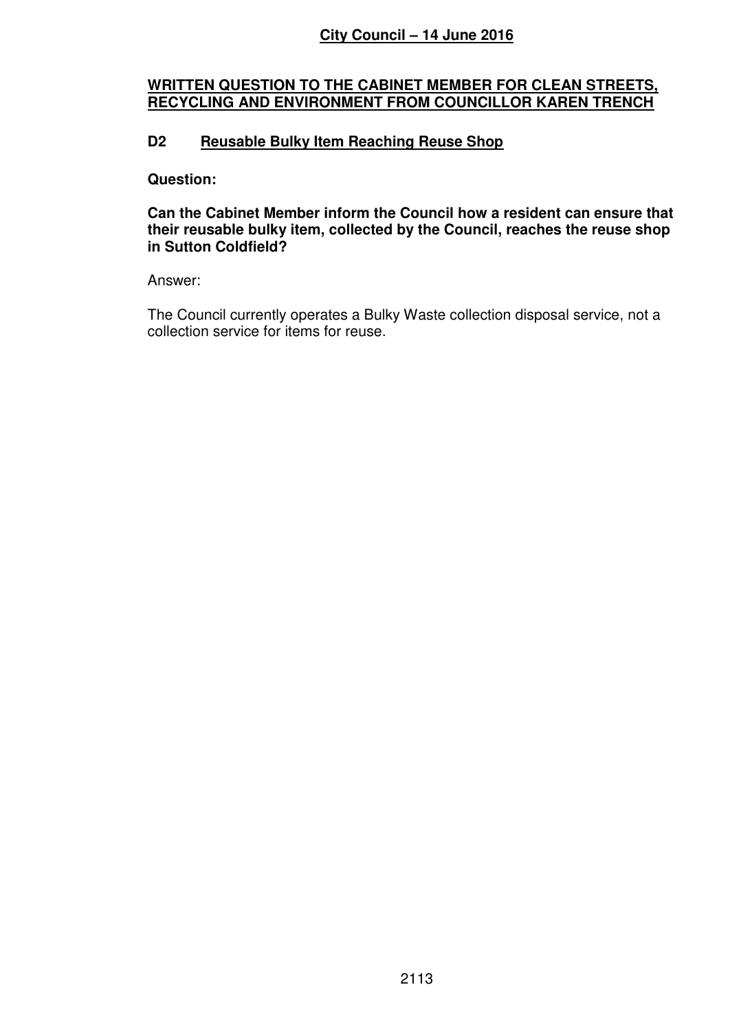## City Council – 14 June 2016

### WRITTEN QUESTION TO THE CABINET MEMBER FOR CLEAN STREETS, RECYCLING AND ENVIRONMENT FROM COUNCILLOR KAREN TRENCH

### D2 Reusable Bulky Item Reaching Reuse Shop

**Question:**

**Can the Cabinet Member inform the Council how a resident can ensure that their reusable bulky item, collected by the Council, reaches the reuse shop in Sutton Coldfield?**

Answer:

The Council currently operates a Bulky Waste collection disposal service, not a collection service for items for reuse.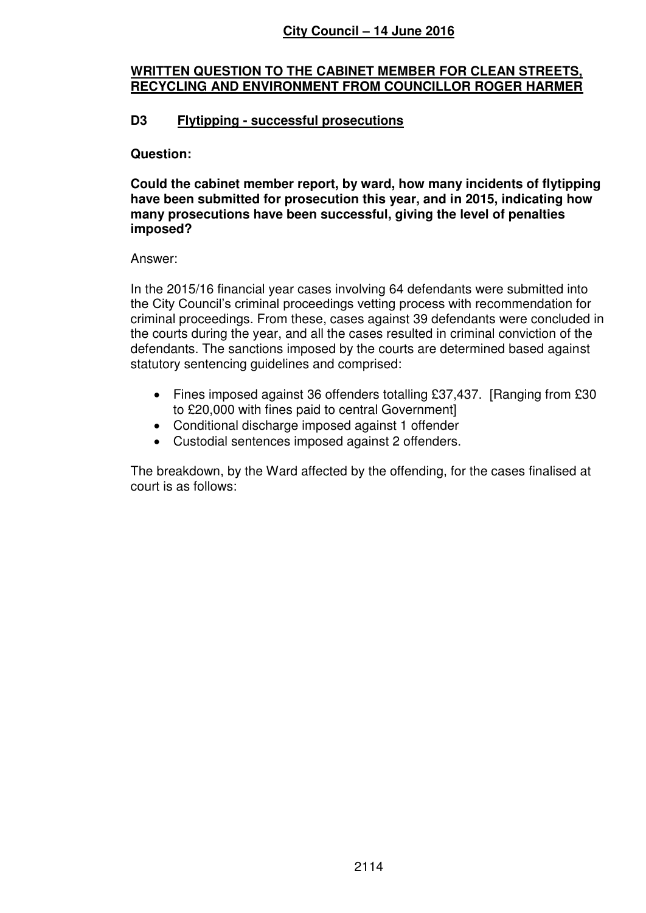**City Council – 14 June 2016**

**WRITTEN QUESTION TO THE CABINET MEMBER FOR CLEAN STREETS, RECYCLING AND ENVIRONMENT FROM COUNCILLOR ROGER HARMER**

## D3 Flytipping - successful prosecutions

**Question:**

**Could the cabinet member report, by ward, how many incidents of flytipping have been submitted for prosecution this year, and in 2015, indicating how many prosecutions have been successful, giving the level of penalties imposed?**

Answer:

In the 2015/16 financial year cases involving 64 defendants were submitted into the City Council's criminal proceedings vetting process with recommendation for criminal proceedings. From these, cases against 39 defendants were concluded in the courts during the year, and all the cases resulted in criminal conviction of the defendants. The sanctions imposed by the courts are determined based against statutory sentencing guidelines and comprised:

- Fines imposed against 36 offenders totalling £37,437. [Ranging from £30 to £20,000 with fines paid to central Government]
- Conditional discharge imposed against 1 offender
- Custodial sentences imposed against 2 offenders.

The breakdown, by the Ward affected by the offending, for the cases finalised at court is as follows: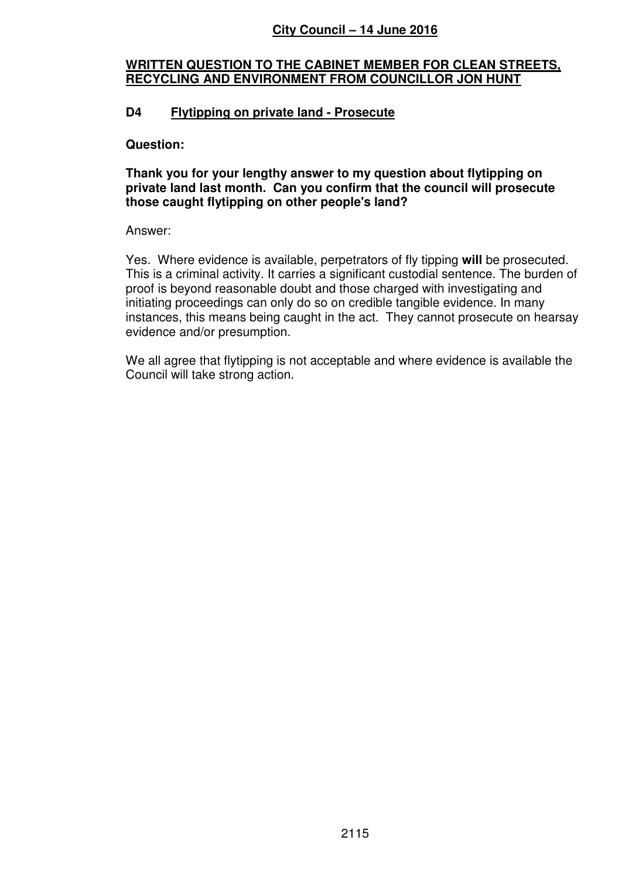**City Council – 14 June 2016**

**WRITTEN QUESTION TO THE CABINET MEMBER FOR CLEAN STREETS, RECYCLING AND ENVIRONMENT FROM COUNCILLOR JON HUNT**

## D4 Flytipping on private land - Prosecute

**Question:**

**Thank you for your lengthy answer to my question about flytipping on private land last month. Can you confirm that the council will prosecute those caught flytipping on other people's land?**

Answer:

Yes. Where evidence is available, perpetrators of fly tipping **will** be prosecuted. This is a criminal activity. It carries a significant custodial sentence. The burden of proof is beyond reasonable doubt and those charged with investigating and initiating proceedings can only do so on credible tangible evidence. In many instances, this means being caught in the act. They cannot prosecute on hearsay evidence and/or presumption.

We all agree that flytipping is not acceptable and where evidence is available the Council will take strong action.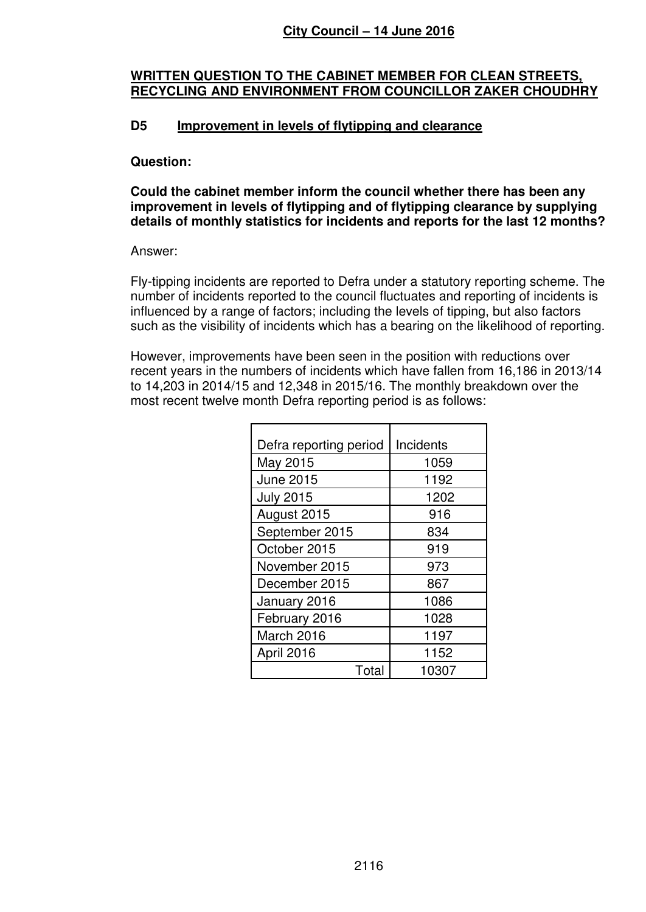**City Council – 14 June 2016**

**WRITTEN QUESTION TO THE CABINET MEMBER FOR CLEAN STREETS, RECYCLING AND ENVIRONMENT FROM COUNCILLOR ZAKER CHOUDHRY**

**D5 Improvement in levels of flytipping and clearance**

**Question:**

**Could the cabinet member inform the council whether there has been any improvement in levels of flytipping and of flytipping clearance by supplying details of monthly statistics for incidents and reports for the last 12 months?**

Answer:

Fly-tipping incidents are reported to Defra under a statutory reporting scheme. The number of incidents reported to the council fluctuates and reporting of incidents is influenced by a range of factors; including the levels of tipping, but also factors such as the visibility of incidents which has a bearing on the likelihood of reporting.

However, improvements have been seen in the position with reductions over recent years in the numbers of incidents which have fallen from 16,186 in 2013/14 to 14,203 in 2014/15 and 12,348 in 2015/16. The monthly breakdown over the most recent twelve month Defra reporting period is as follows:

| Defra reporting period | Incidents |
|---|---|
| May 2015 | 1059 |
| June 2015 | 1192 |
| July 2015 | 1202 |
| August 2015 | 916 |
| September 2015 | 834 |
| October 2015 | 919 |
| November 2015 | 973 |
| December 2015 | 867 |
| January 2016 | 1086 |
| February 2016 | 1028 |
| March 2016 | 1197 |
| April 2016 | 1152 |
| Total | 10307 |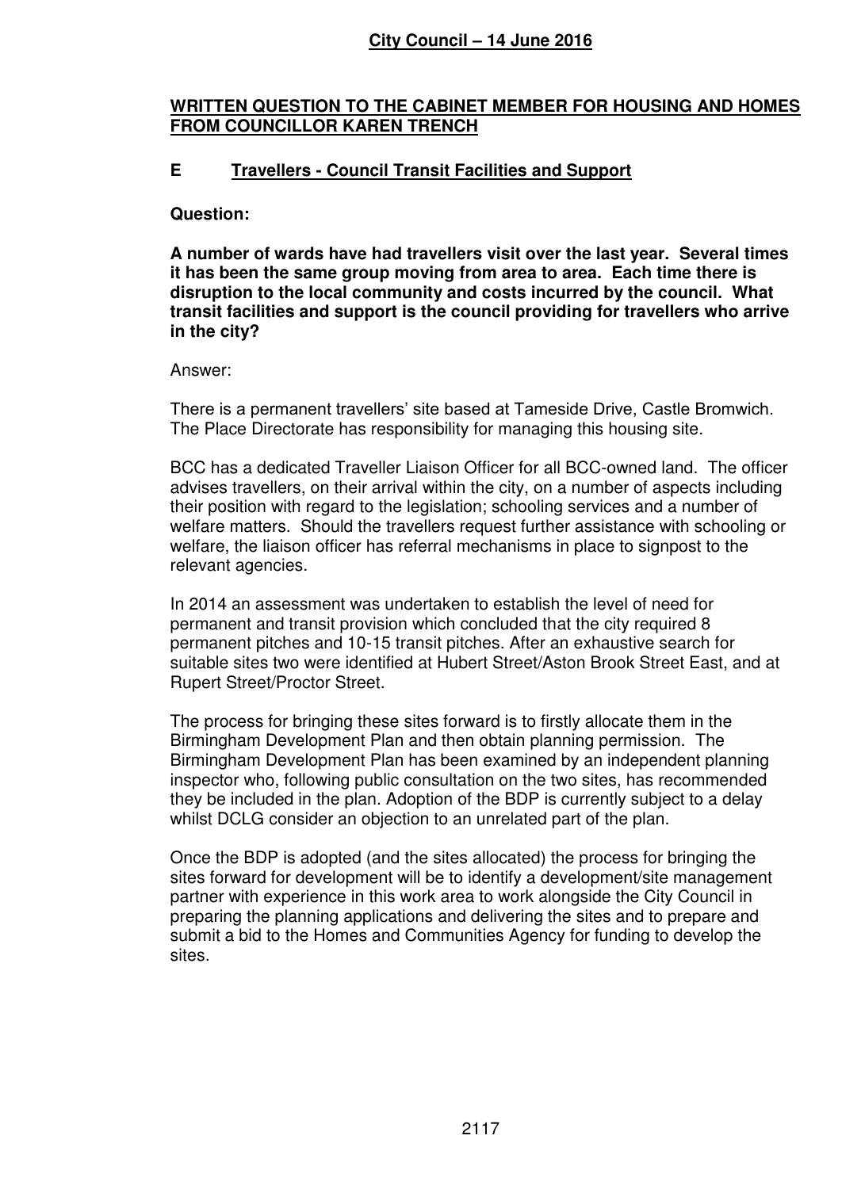**City Council – 14 June 2016**

## WRITTEN QUESTION TO THE CABINET MEMBER FOR HOUSING AND HOMES FROM COUNCILLOR KAREN TRENCH

### E Travellers - Council Transit Facilities and Support

**Question:**

**A number of wards have had travellers visit over the last year. Several times it has been the same group moving from area to area. Each time there is disruption to the local community and costs incurred by the council. What transit facilities and support is the council providing for travellers who arrive in the city?**

Answer:

There is a permanent travellers' site based at Tameside Drive, Castle Bromwich. The Place Directorate has responsibility for managing this housing site.

BCC has a dedicated Traveller Liaison Officer for all BCC-owned land. The officer advises travellers, on their arrival within the city, on a number of aspects including their position with regard to the legislation; schooling services and a number of welfare matters. Should the travellers request further assistance with schooling or welfare, the liaison officer has referral mechanisms in place to signpost to the relevant agencies.

In 2014 an assessment was undertaken to establish the level of need for permanent and transit provision which concluded that the city required 8 permanent pitches and 10-15 transit pitches. After an exhaustive search for suitable sites two were identified at Hubert Street/Aston Brook Street East, and at Rupert Street/Proctor Street.

The process for bringing these sites forward is to firstly allocate them in the Birmingham Development Plan and then obtain planning permission. The Birmingham Development Plan has been examined by an independent planning inspector who, following public consultation on the two sites, has recommended they be included in the plan. Adoption of the BDP is currently subject to a delay whilst DCLG consider an objection to an unrelated part of the plan.

Once the BDP is adopted (and the sites allocated) the process for bringing the sites forward for development will be to identify a development/site management partner with experience in this work area to work alongside the City Council in preparing the planning applications and delivering the sites and to prepare and submit a bid to the Homes and Communities Agency for funding to develop the sites.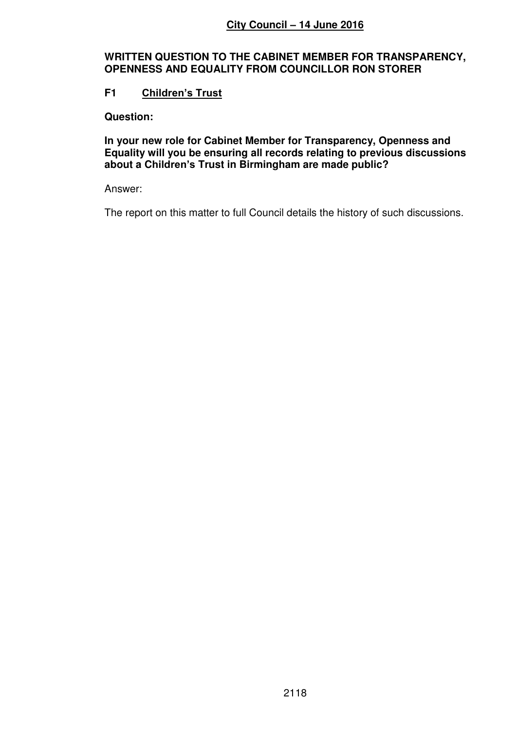**City Council – 14 June 2016**

**WRITTEN QUESTION TO THE CABINET MEMBER FOR TRANSPARENCY, OPENNESS AND EQUALITY FROM COUNCILLOR RON STORER**

**F1 Children's Trust**

**Question:**

**In your new role for Cabinet Member for Transparency, Openness and Equality will you be ensuring all records relating to previous discussions about a Children's Trust in Birmingham are made public?**

Answer:

The report on this matter to full Council details the history of such discussions.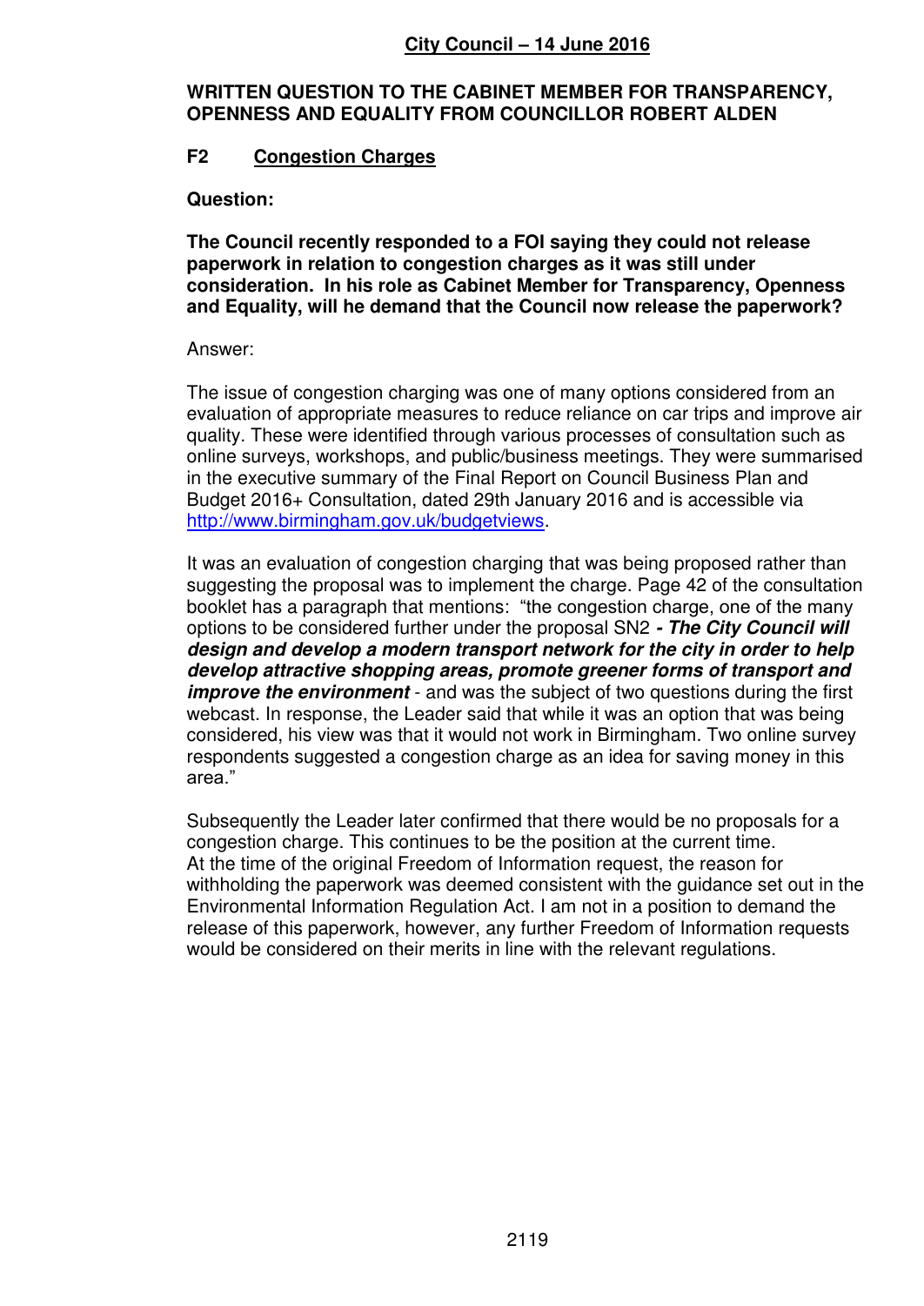**City Council – 14 June 2016**

**WRITTEN QUESTION TO THE CABINET MEMBER FOR TRANSPARENCY, OPENNESS AND EQUALITY FROM COUNCILLOR ROBERT ALDEN**

**F2 Congestion Charges**

**Question:**

**The Council recently responded to a FOI saying they could not release paperwork in relation to congestion charges as it was still under consideration. In his role as Cabinet Member for Transparency, Openness and Equality, will he demand that the Council now release the paperwork?**

Answer:

The issue of congestion charging was one of many options considered from an evaluation of appropriate measures to reduce reliance on car trips and improve air quality. These were identified through various processes of consultation such as online surveys, workshops, and public/business meetings. They were summarised in the executive summary of the Final Report on Council Business Plan and Budget 2016+ Consultation, dated 29th January 2016 and is accessible via http://www.birmingham.gov.uk/budgetviews.

It was an evaluation of congestion charging that was being proposed rather than suggesting the proposal was to implement the charge. Page 42 of the consultation booklet has a paragraph that mentions: "the congestion charge, one of the many options to be considered further under the proposal SN2 ***- The City Council will design and develop a modern transport network for the city in order to help develop attractive shopping areas, promote greener forms of transport and improve the environment*** - and was the subject of two questions during the first webcast. In response, the Leader said that while it was an option that was being considered, his view was that it would not work in Birmingham. Two online survey respondents suggested a congestion charge as an idea for saving money in this area."

Subsequently the Leader later confirmed that there would be no proposals for a congestion charge. This continues to be the position at the current time. At the time of the original Freedom of Information request, the reason for withholding the paperwork was deemed consistent with the guidance set out in the Environmental Information Regulation Act. I am not in a position to demand the release of this paperwork, however, any further Freedom of Information requests would be considered on their merits in line with the relevant regulations.